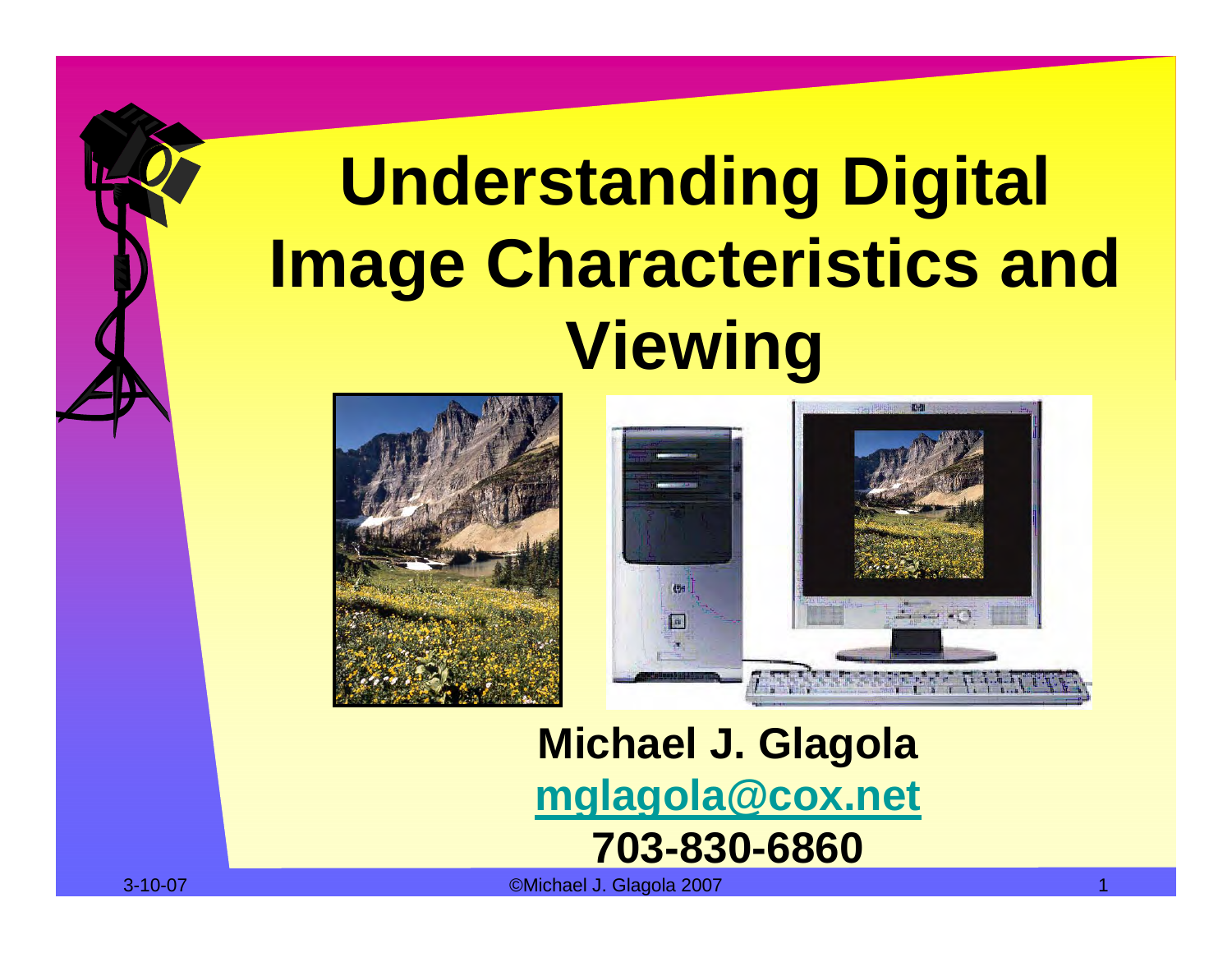# Understanding Digital Image Characteristics and Viewing

**Michael J. Glagola**

**mglagola@cox.net**

**703-830-6860**

3-10-07

©Michael J. Glagola 2007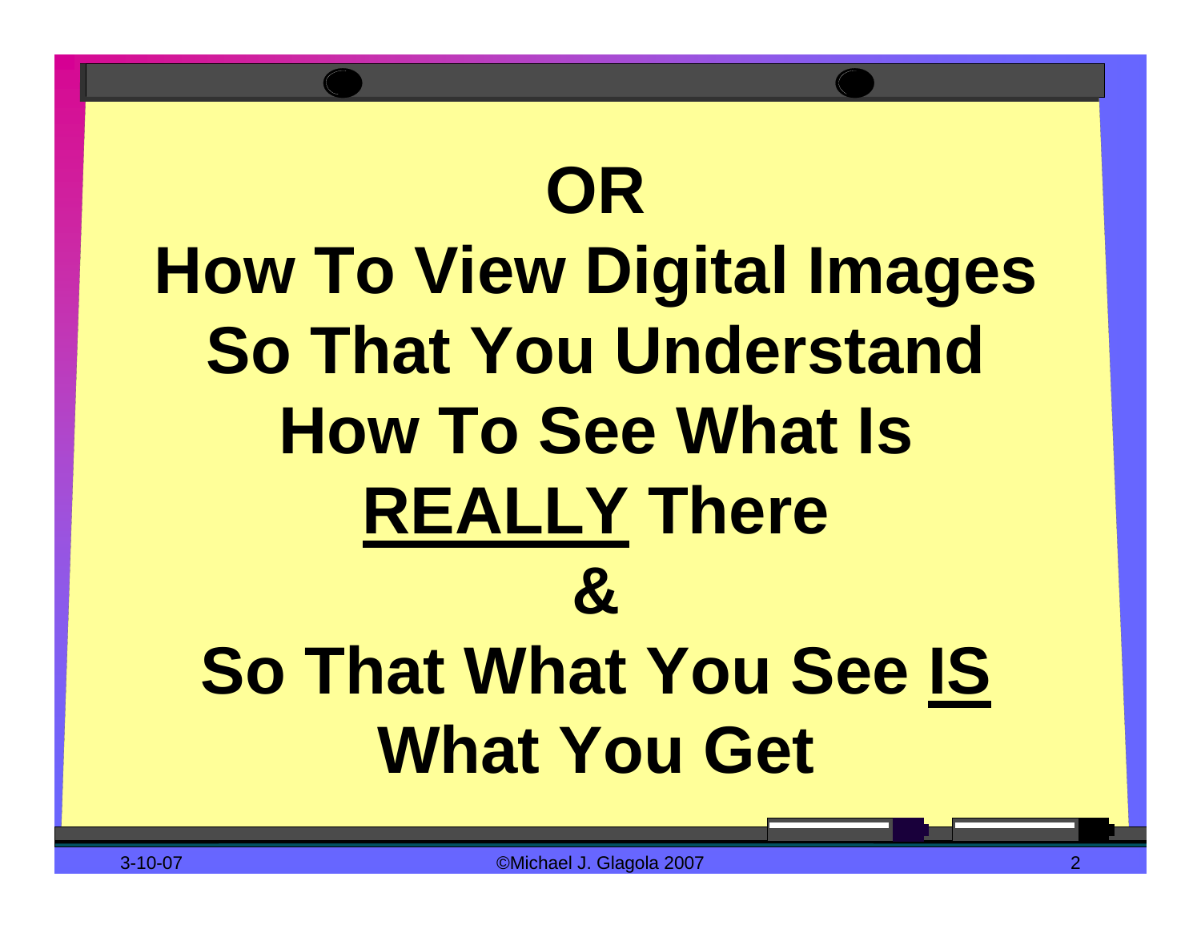# OR

# How To View Digital Images So That You Understand How To See What Is <u>REALLY</u> There

# &

# So That What You See <u>IS</u> What You Get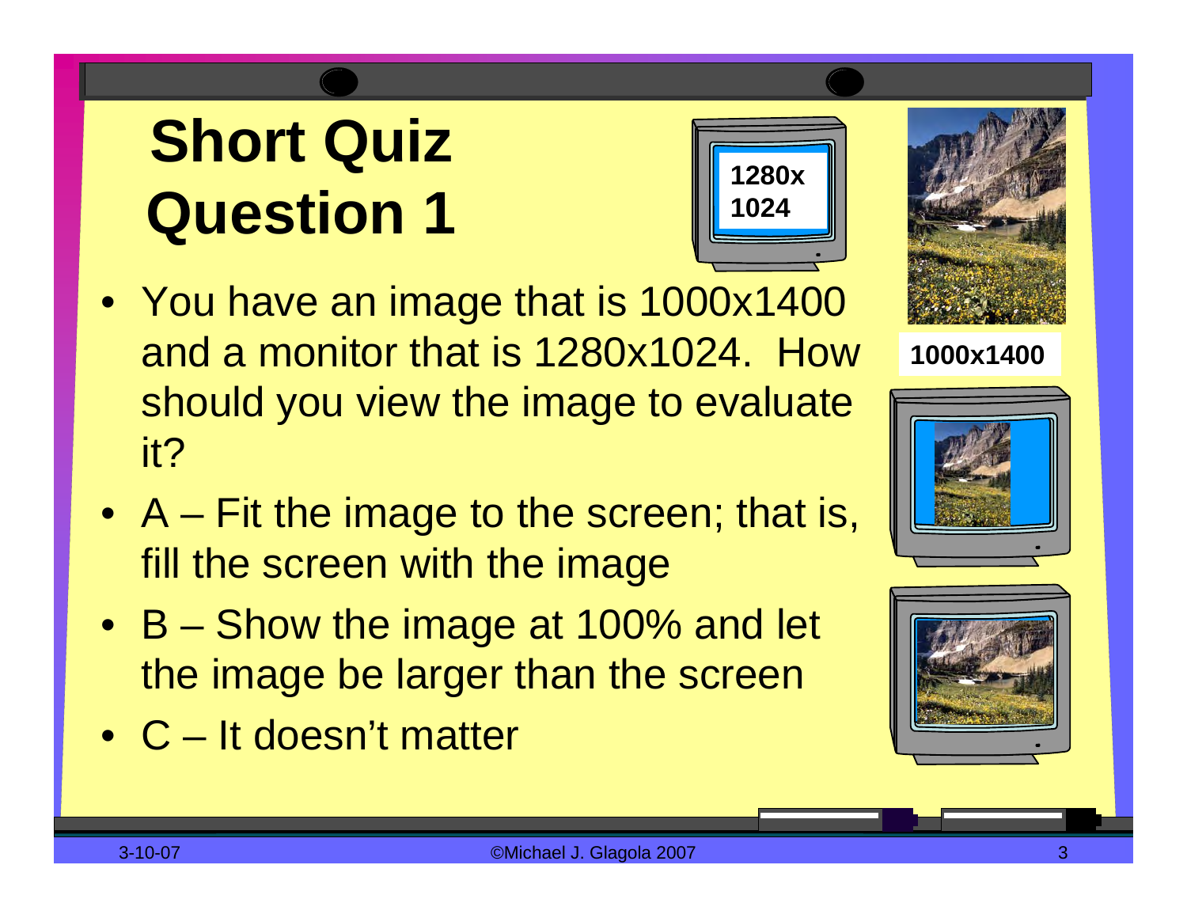# Short Quiz Question 1

1280x 1024

1000x1400

- You have an image that is 1000x1400 and a monitor that is 1280x1024. How should you view the image to evaluate it?
- A – Fit the image to the screen; that is, fill the screen with the image
- B – Show the image at 100% and let the image be larger than the screen
- C – It doesn't matter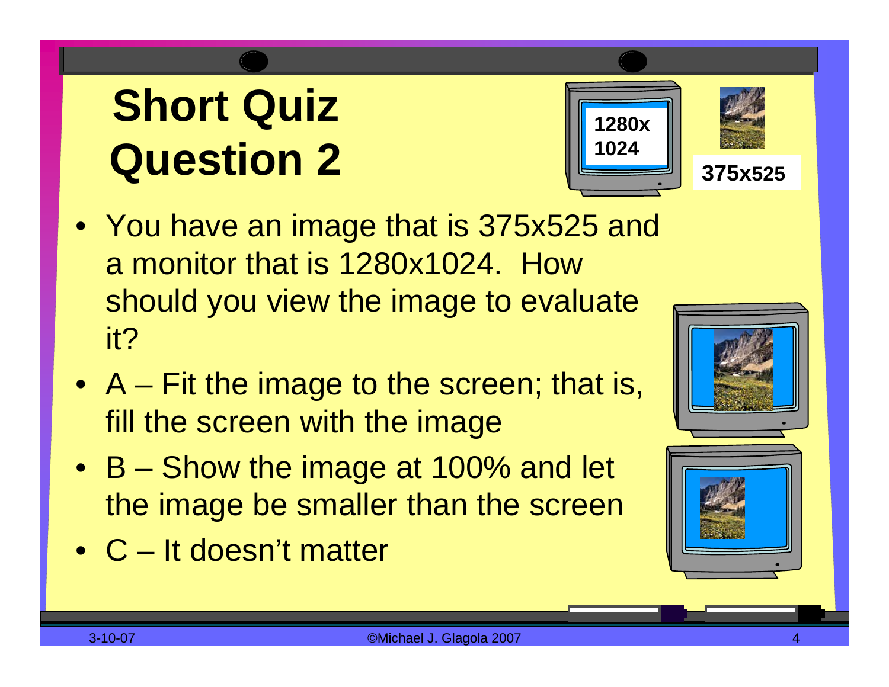# Short Quiz Question 2

1280x 1024

375x525

- You have an image that is 375x525 and a monitor that is 1280x1024. How should you view the image to evaluate it?
- A – Fit the image to the screen; that is, fill the screen with the image
- B – Show the image at 100% and let the image be smaller than the screen
- C – It doesn't matter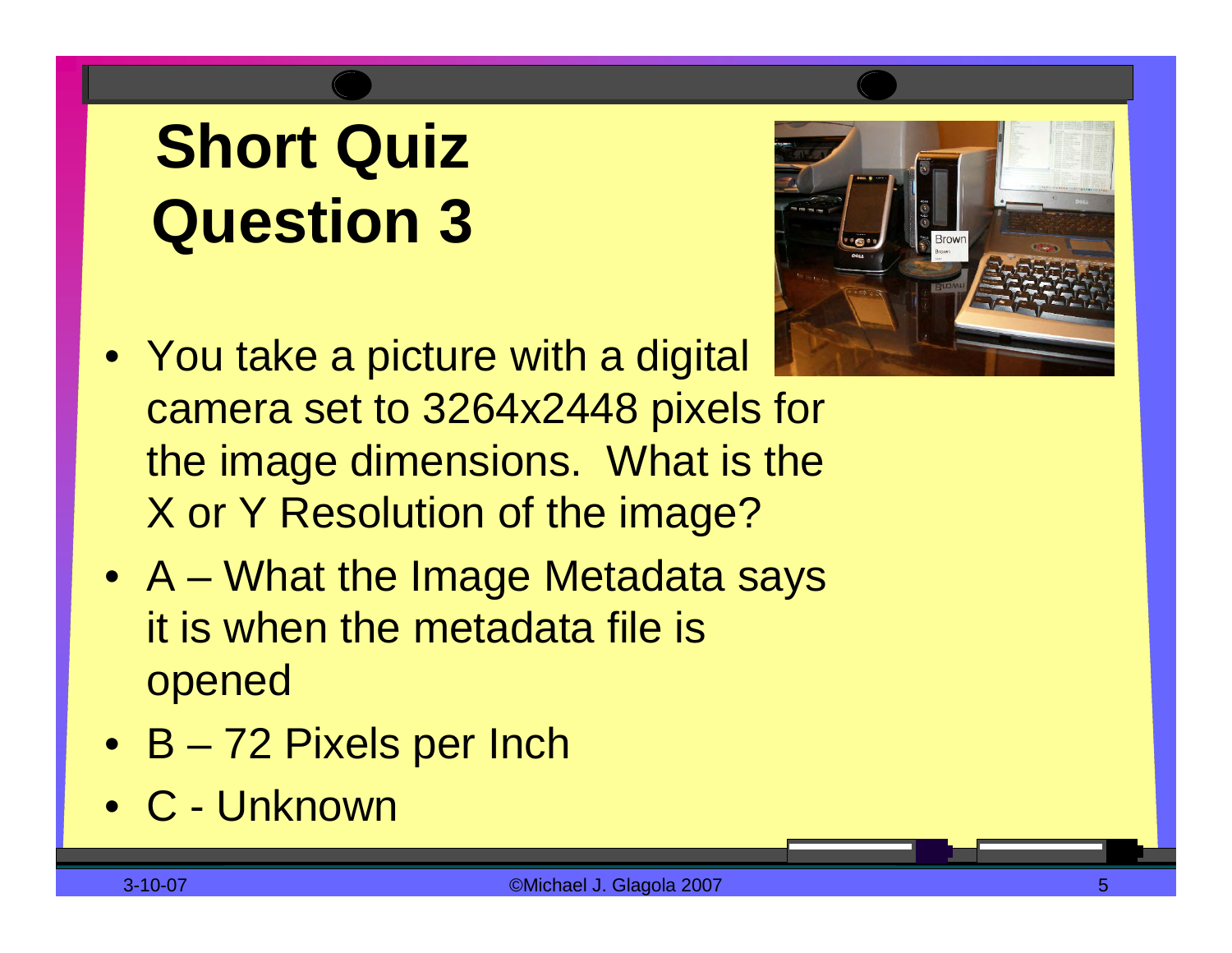# Short Quiz Question 3

- You take a picture with a digital camera set to 3264x2448 pixels for the image dimensions. What is the X or Y Resolution of the image?
- A – What the Image Metadata says it is when the metadata file is opened
- B – 72 Pixels per Inch
- C - Unknown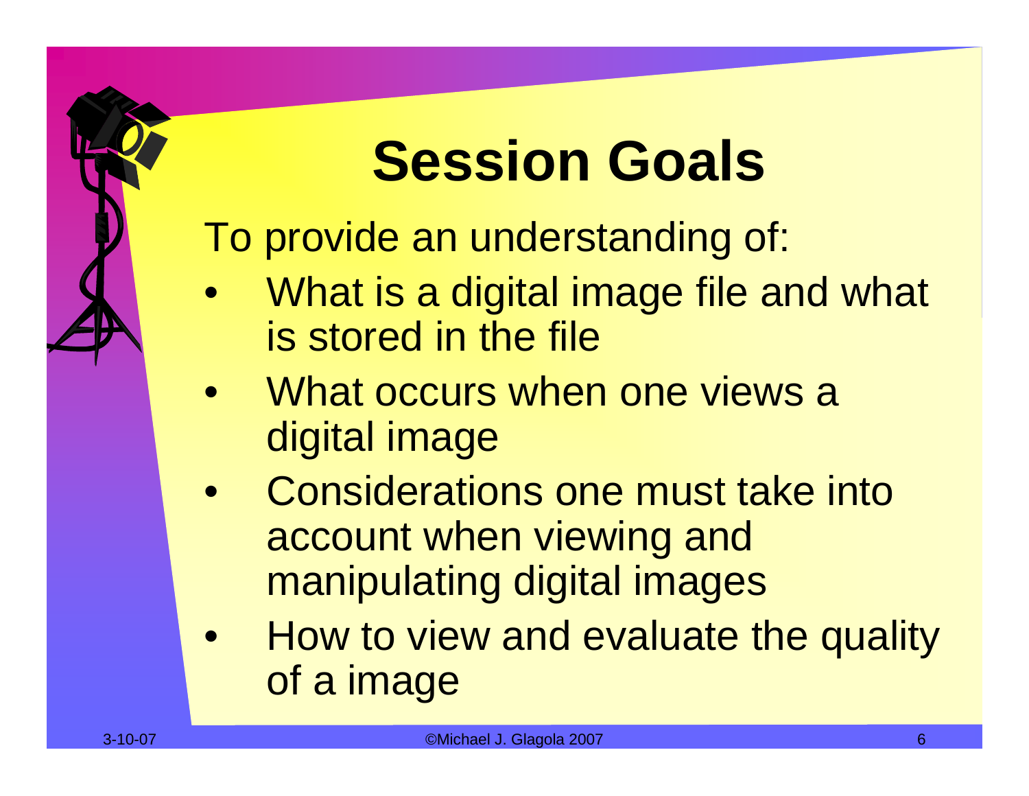# Session Goals

To provide an understanding of:

- What is a digital image file and what is stored in the file
- What occurs when one views a digital image
- Considerations one must take into account when viewing and manipulating digital images
- How to view and evaluate the quality of a image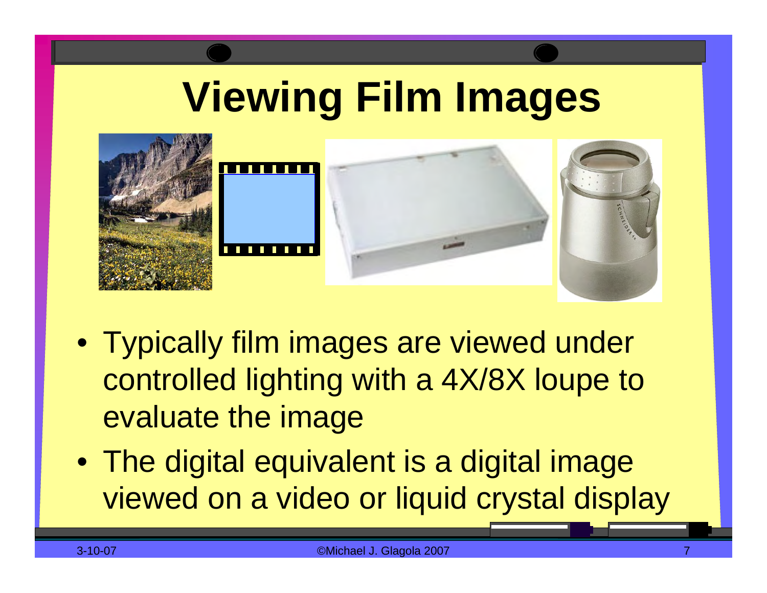# Viewing Film Images

- Typically film images are viewed under controlled lighting with a 4X/8X loupe to evaluate the image
- The digital equivalent is a digital image viewed on a video or liquid crystal display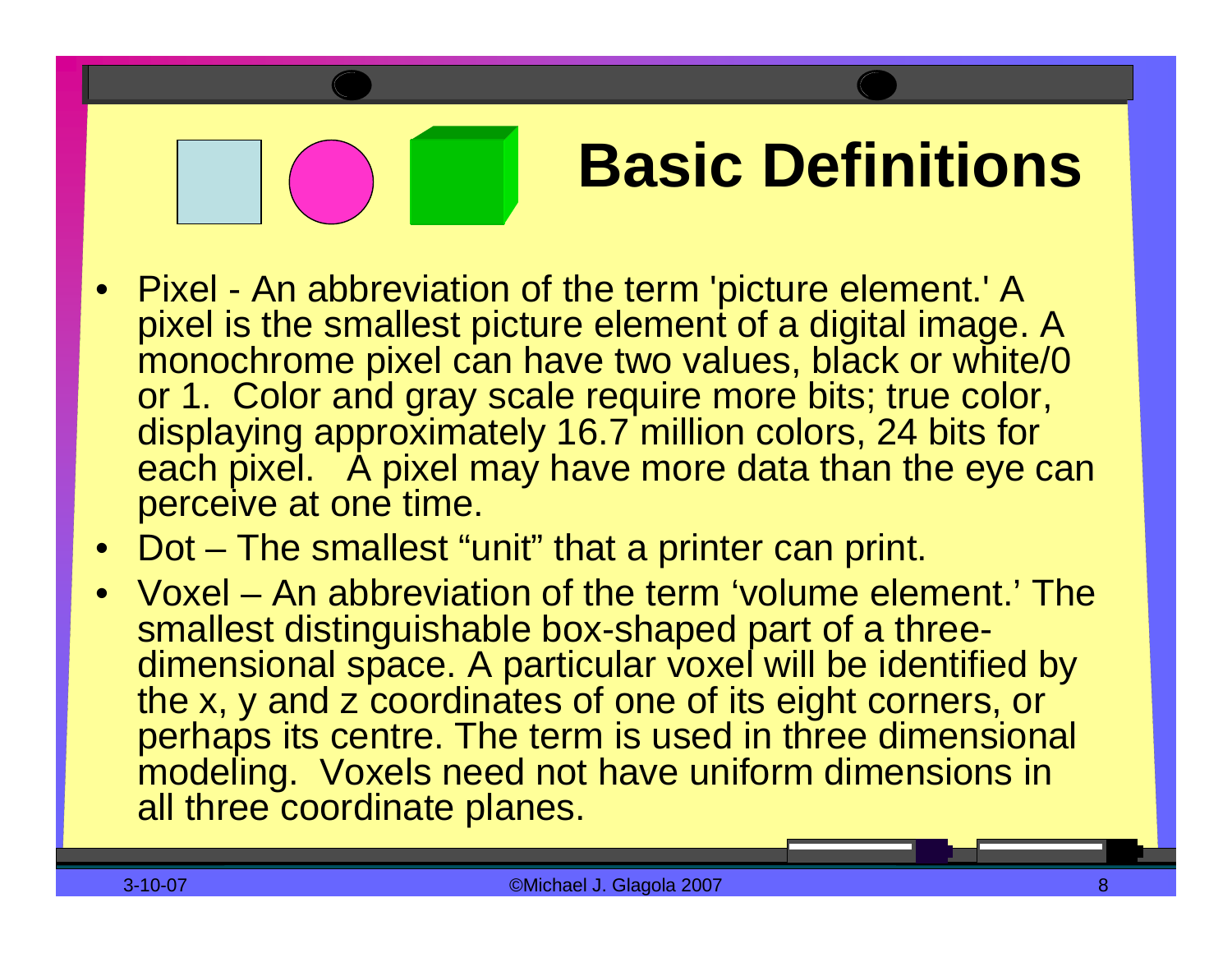# Basic Definitions

- Pixel - An abbreviation of the term 'picture element.' A pixel is the smallest picture element of a digital image. A monochrome pixel can have two values, black or white/0 or 1. Color and gray scale require more bits; true color, displaying approximately 16.7 million colors, 24 bits for each pixel. A pixel may have more data than the eye can perceive at one time.
- Dot – The smallest "unit" that a printer can print.
- Voxel – An abbreviation of the term 'volume element.' The smallest distinguishable box-shaped part of a three-dimensional space. A particular voxel will be identified by the x, y and z coordinates of one of its eight corners, or perhaps its centre. The term is used in three dimensional modeling. Voxels need not have uniform dimensions in all three coordinate planes.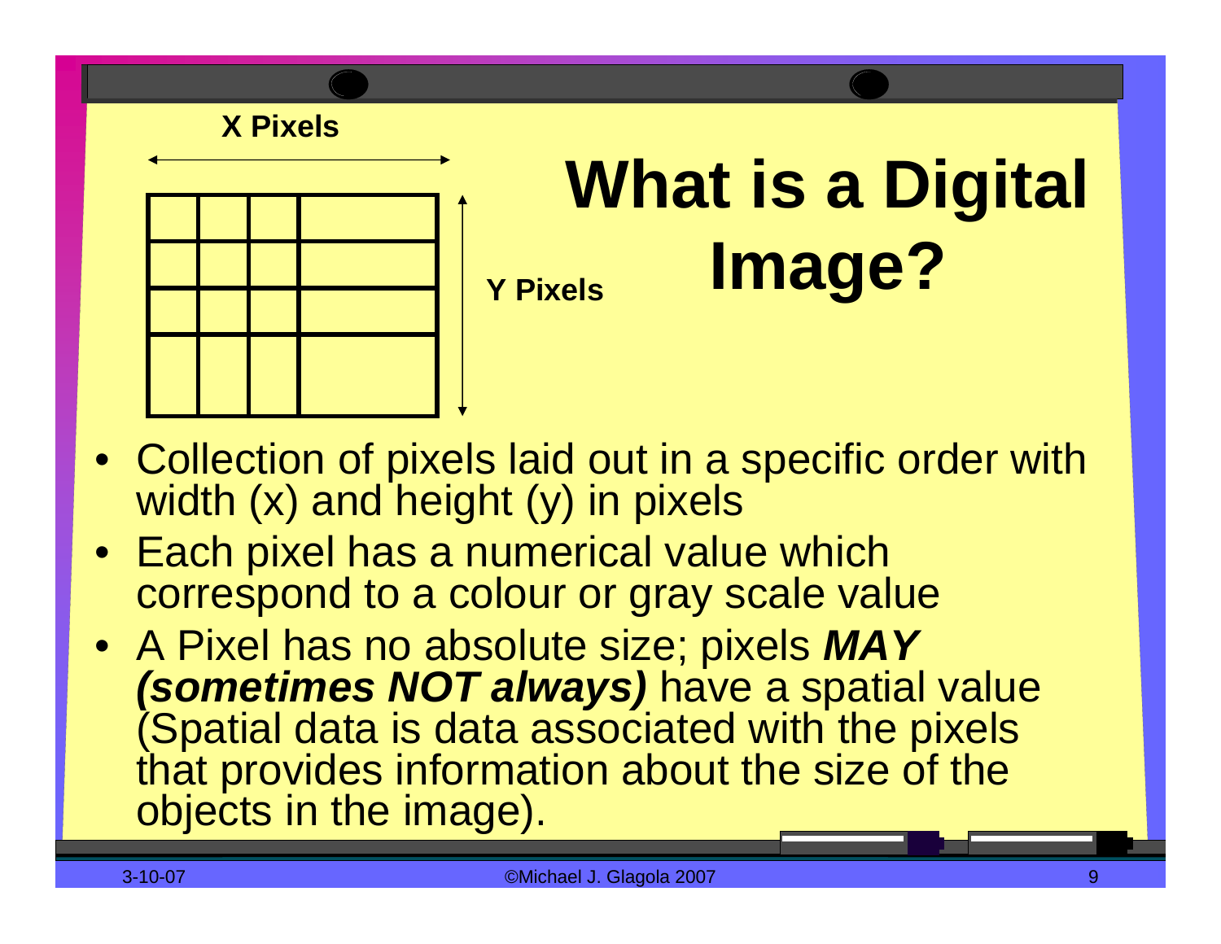# What is a Digital Image?

X Pixels

Y Pixels

- Collection of pixels laid out in a specific order with width (x) and height (y) in pixels
- Each pixel has a numerical value which correspond to a colour or gray scale value
- A Pixel has no absolute size; pixels ***MAY (sometimes NOT always)*** have a spatial value (Spatial data is data associated with the pixels that provides information about the size of the objects in the image).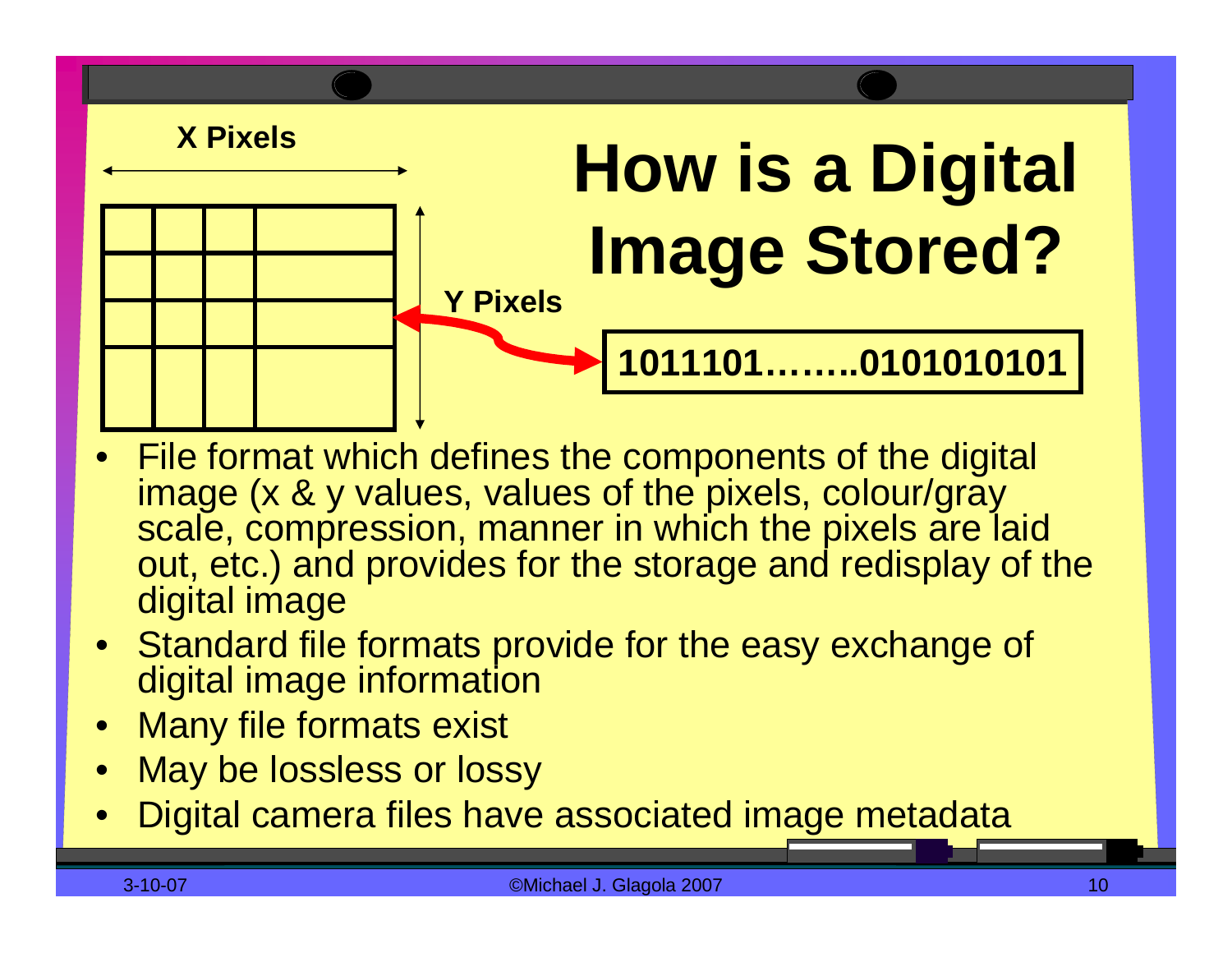# How is a Digital Image Stored?

X Pixels

Y Pixels

1011101……..0101010101

- File format which defines the components of the digital image (x & y values, values of the pixels, colour/gray scale, compression, manner in which the pixels are laid out, etc.) and provides for the storage and redisplay of the digital image
- Standard file formats provide for the easy exchange of digital image information
- Many file formats exist
- May be lossless or lossy
- Digital camera files have associated image metadata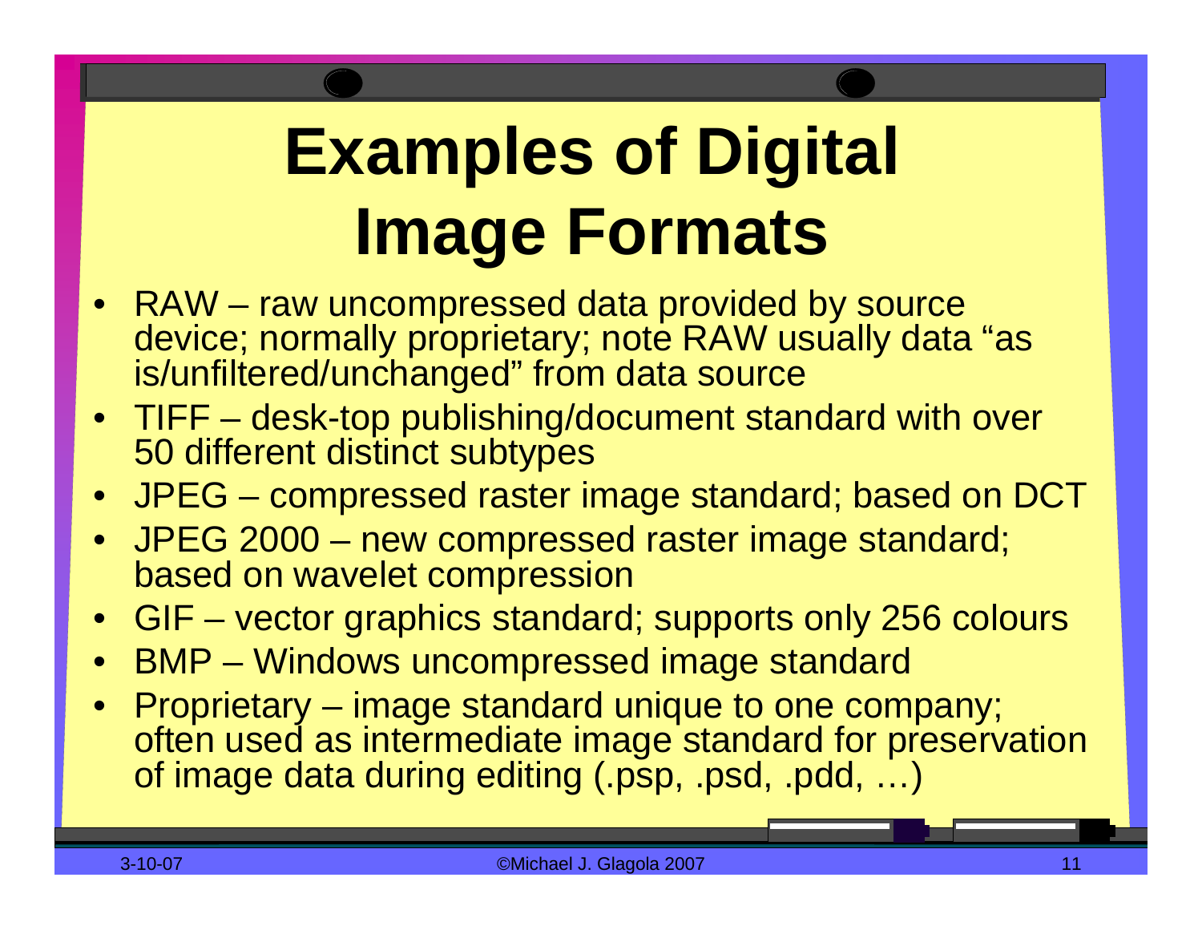# Examples of Digital Image Formats

- RAW – raw uncompressed data provided by source device; normally proprietary; note RAW usually data "as is/unfiltered/unchanged" from data source
- TIFF – desk-top publishing/document standard with over 50 different distinct subtypes
- JPEG – compressed raster image standard; based on DCT
- JPEG 2000 – new compressed raster image standard; based on wavelet compression
- GIF – vector graphics standard; supports only 256 colours
- BMP – Windows uncompressed image standard
- Proprietary – image standard unique to one company; often used as intermediate image standard for preservation of image data during editing (.psp, .psd, .pdd, …)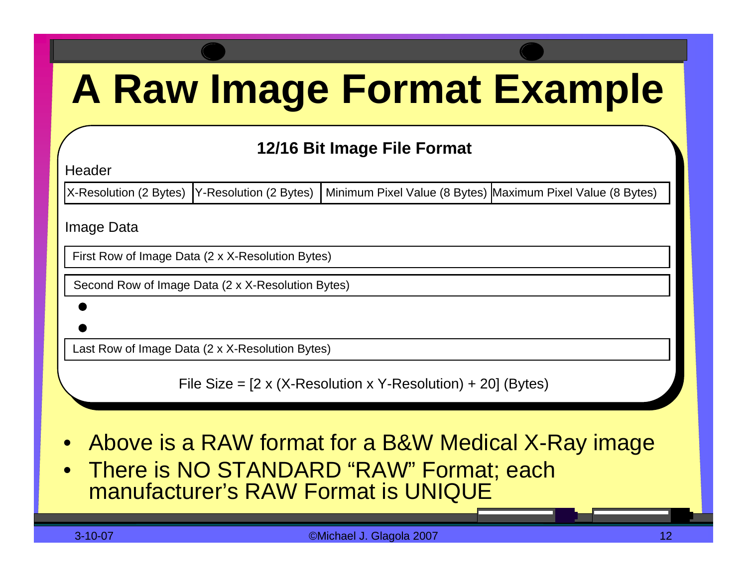# A Raw Image Format Example

**12/16 Bit Image File Format**

Header

| X-Resolution (2 Bytes) | Y-Resolution (2 Bytes) | Minimum Pixel Value (8 Bytes) | Maximum Pixel Value (8 Bytes) |
|---|---|---|---|

Image Data

| First Row of Image Data (2 x X-Resolution Bytes) |
|---|
| Second Row of Image Data (2 x X-Resolution Bytes) |
| • |
| • |
| Last Row of Image Data (2 x X-Resolution Bytes) |

File Size = [2 x (X-Resolution x Y-Resolution) + 20] (Bytes)

- Above is a RAW format for a B&W Medical X-Ray image
- There is NO STANDARD "RAW" Format; each manufacturer's RAW Format is UNIQUE

3-10-07 ©Michael J. Glagola 2007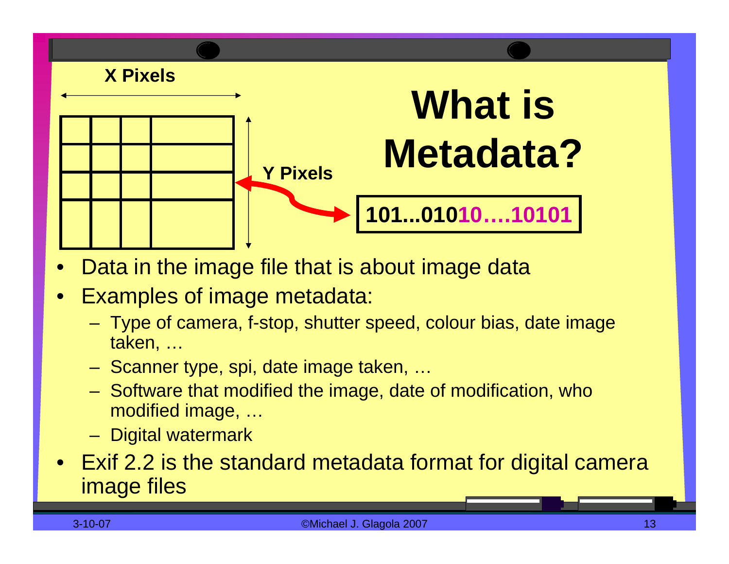# What is Metadata?

X Pixels

Y Pixels

101...01010….10101

- Data in the image file that is about image data
- Examples of image metadata:
  - Type of camera, f-stop, shutter speed, colour bias, date image taken, …
  - Scanner type, spi, date image taken, …
  - Software that modified the image, date of modification, who modified image, …
  - Digital watermark
- Exif 2.2 is the standard metadata format for digital camera image files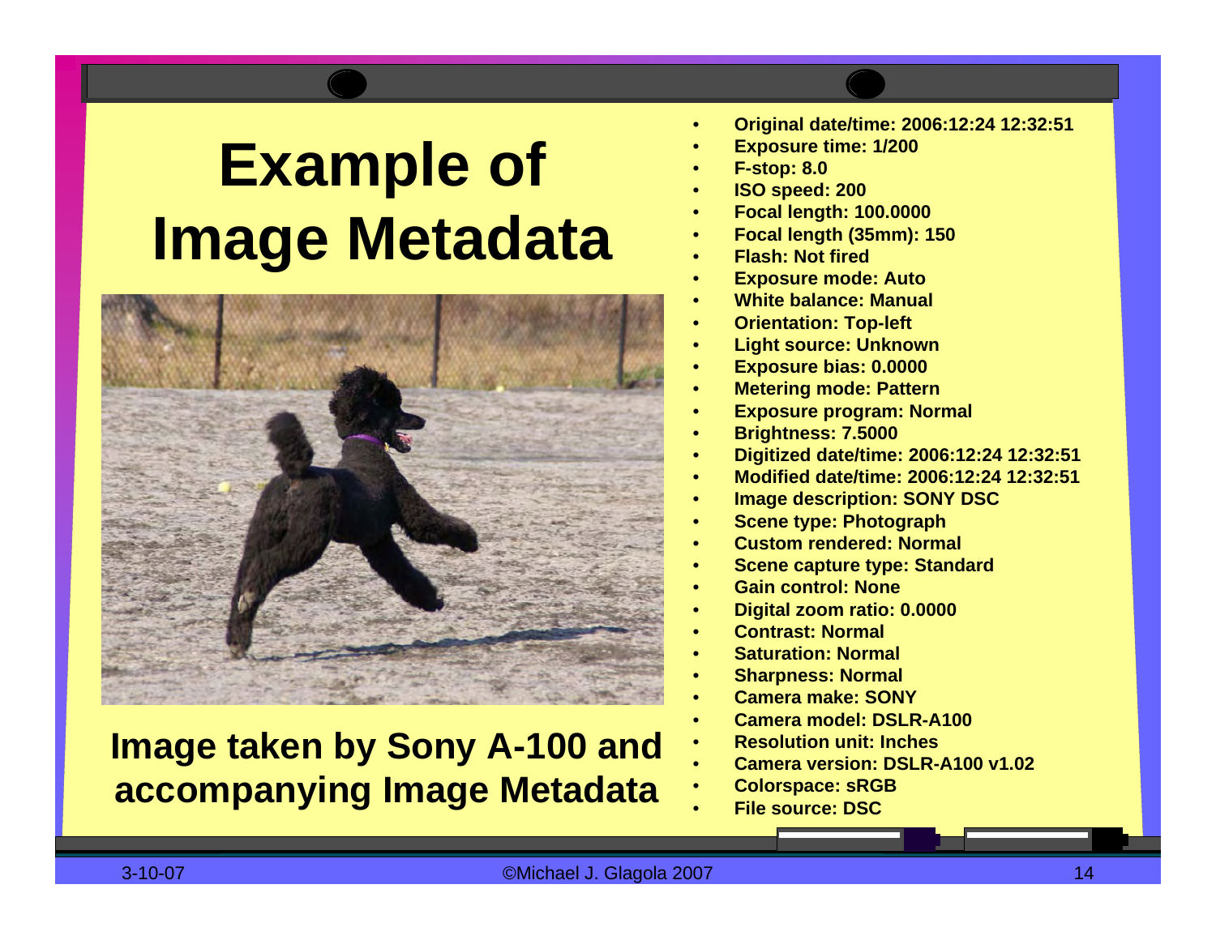# Example of Image Metadata

Image taken by Sony A-100 and accompanying Image Metadata

- Original date/time: 2006:12:24 12:32:51
- Exposure time: 1/200
- F-stop: 8.0
- ISO speed: 200
- Focal length: 100.0000
- Focal length (35mm): 150
- Flash: Not fired
- Exposure mode: Auto
- White balance: Manual
- Orientation: Top-left
- Light source: Unknown
- Exposure bias: 0.0000
- Metering mode: Pattern
- Exposure program: Normal
- Brightness: 7.5000
- Digitized date/time: 2006:12:24 12:32:51
- Modified date/time: 2006:12:24 12:32:51
- Image description: SONY DSC
- Scene type: Photograph
- Custom rendered: Normal
- Scene capture type: Standard
- Gain control: None
- Digital zoom ratio: 0.0000
- Contrast: Normal
- Saturation: Normal
- Sharpness: Normal
- Camera make: SONY
- Camera model: DSLR-A100
- Resolution unit: Inches
- Camera version: DSLR-A100 v1.02
- Colorspace: sRGB
- File source: DSC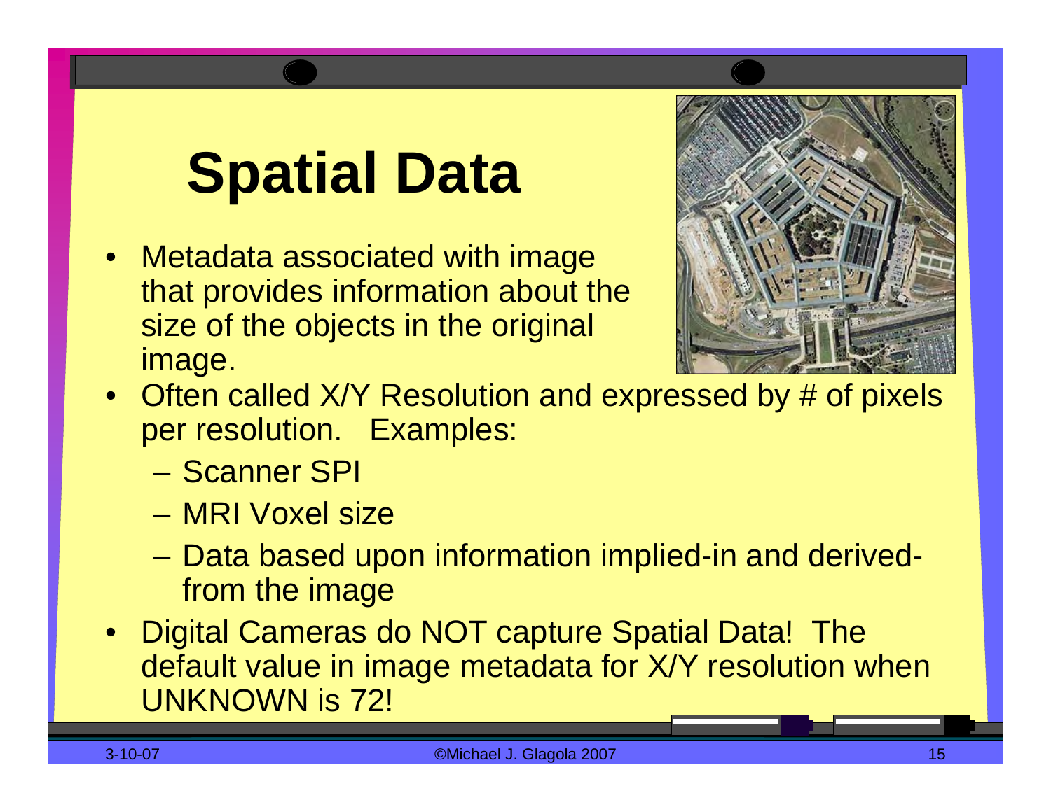# Spatial Data

- Metadata associated with image that provides information about the size of the objects in the original image.
- Often called X/Y Resolution and expressed by # of pixels per resolution. Examples:
  - Scanner SPI
  - MRI Voxel size
  - Data based upon information implied-in and derived-from the image
- Digital Cameras do NOT capture Spatial Data! The default value in image metadata for X/Y resolution when UNKNOWN is 72!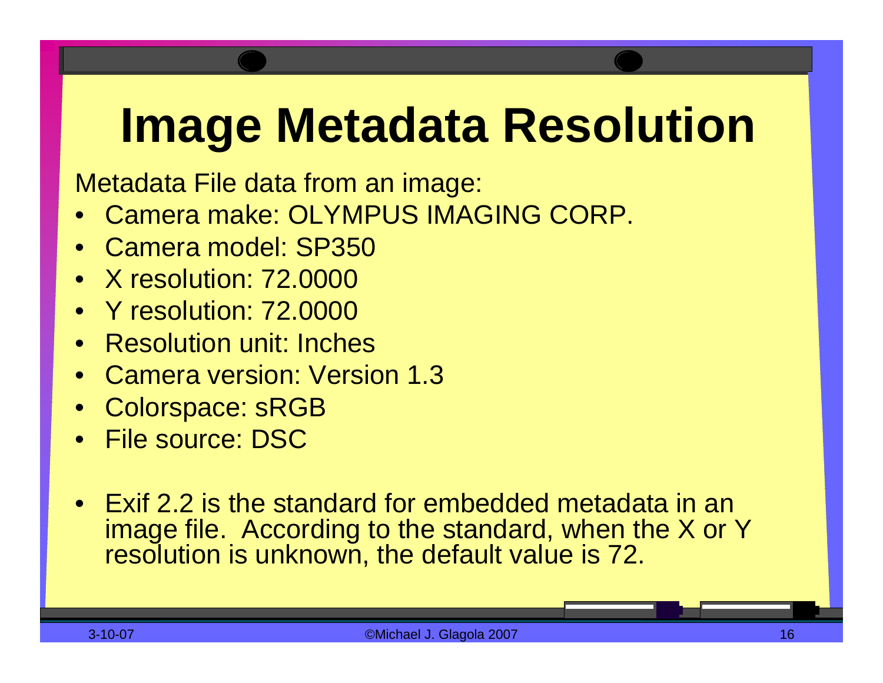# Image Metadata Resolution

Metadata File data from an image:

- Camera make: OLYMPUS IMAGING CORP.
- Camera model: SP350
- X resolution: 72.0000
- Y resolution: 72.0000
- Resolution unit: Inches
- Camera version: Version 1.3
- Colorspace: sRGB
- File source: DSC

- Exif 2.2 is the standard for embedded metadata in an image file. According to the standard, when the X or Y resolution is unknown, the default value is 72.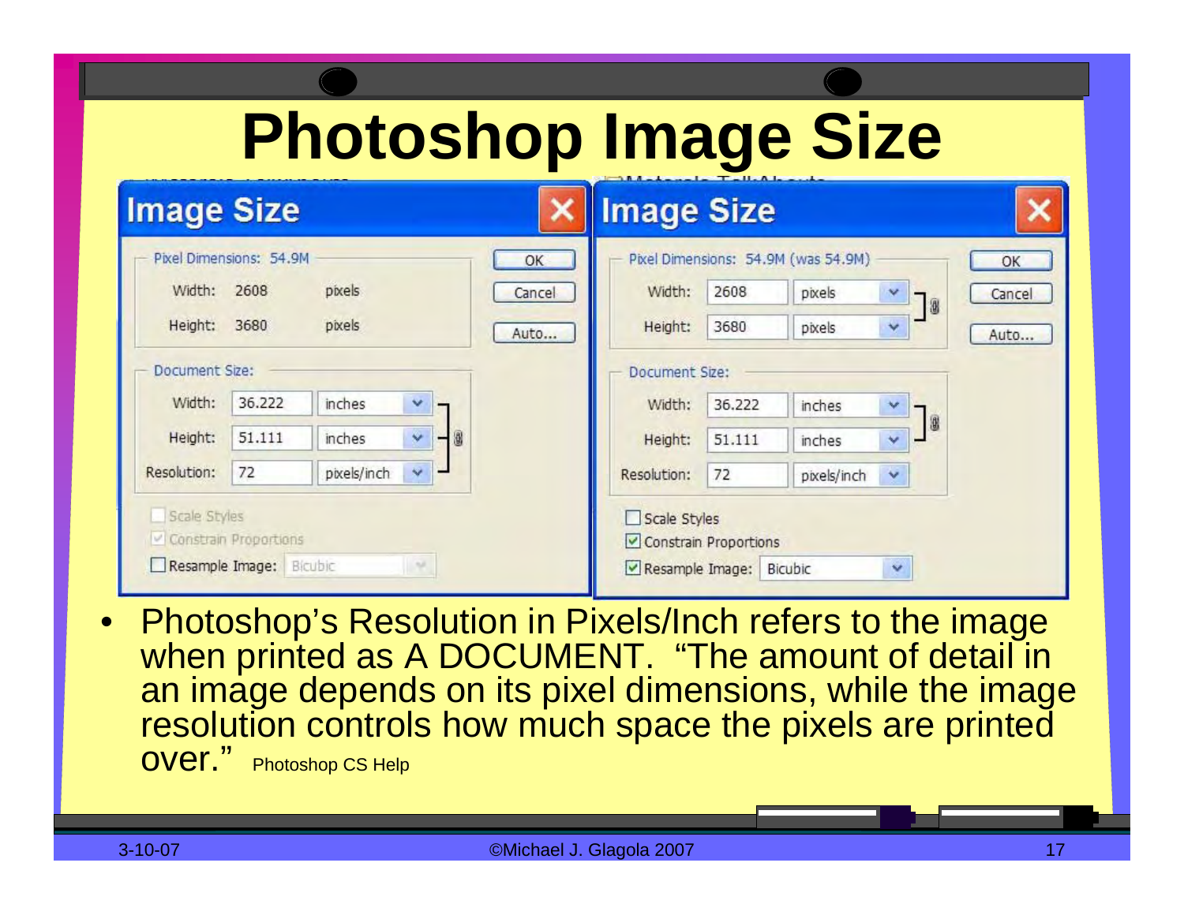# Photoshop Image Size

**Image Size** (left dialog)

Pixel Dimensions: 54.9M

- Width: 2608 pixels
- Height: 3680 pixels

Document Size:

- Width: 36.222 inches
- Height: 51.111 inches
- Resolution: 72 pixels/inch

☐ Scale Styles
☑ Constrain Proportions
☐ Resample Image: Bicubic

OK | Cancel | Auto...

**Image Size** (right dialog)

Pixel Dimensions: 54.9M (was 54.9M)

- Width: 2608 pixels
- Height: 3680 pixels

Document Size:

- Width: 36.222 inches
- Height: 51.111 inches
- Resolution: 72 pixels/inch

☐ Scale Styles
☑ Constrain Proportions
☑ Resample Image: Bicubic

OK | Cancel | Auto...

- Photoshop's Resolution in Pixels/Inch refers to the image when printed as A DOCUMENT. "The amount of detail in an image depends on its pixel dimensions, while the image resolution controls how much space the pixels are printed over." Photoshop CS Help

3-10-07 ©Michael J. Glagola 2007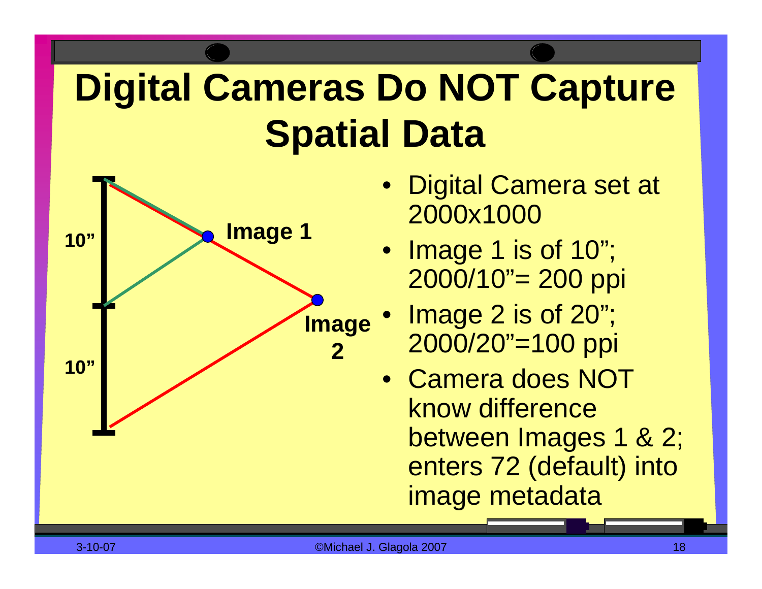# Digital Cameras Do NOT Capture Spatial Data

10”

Image 1

10”

Image 2

- Digital Camera set at 2000x1000
- Image 1 is of 10”; 2000/10”= 200 ppi
- Image 2 is of 20”; 2000/20”=100 ppi
- Camera does NOT know difference between Images 1 & 2; enters 72 (default) into image metadata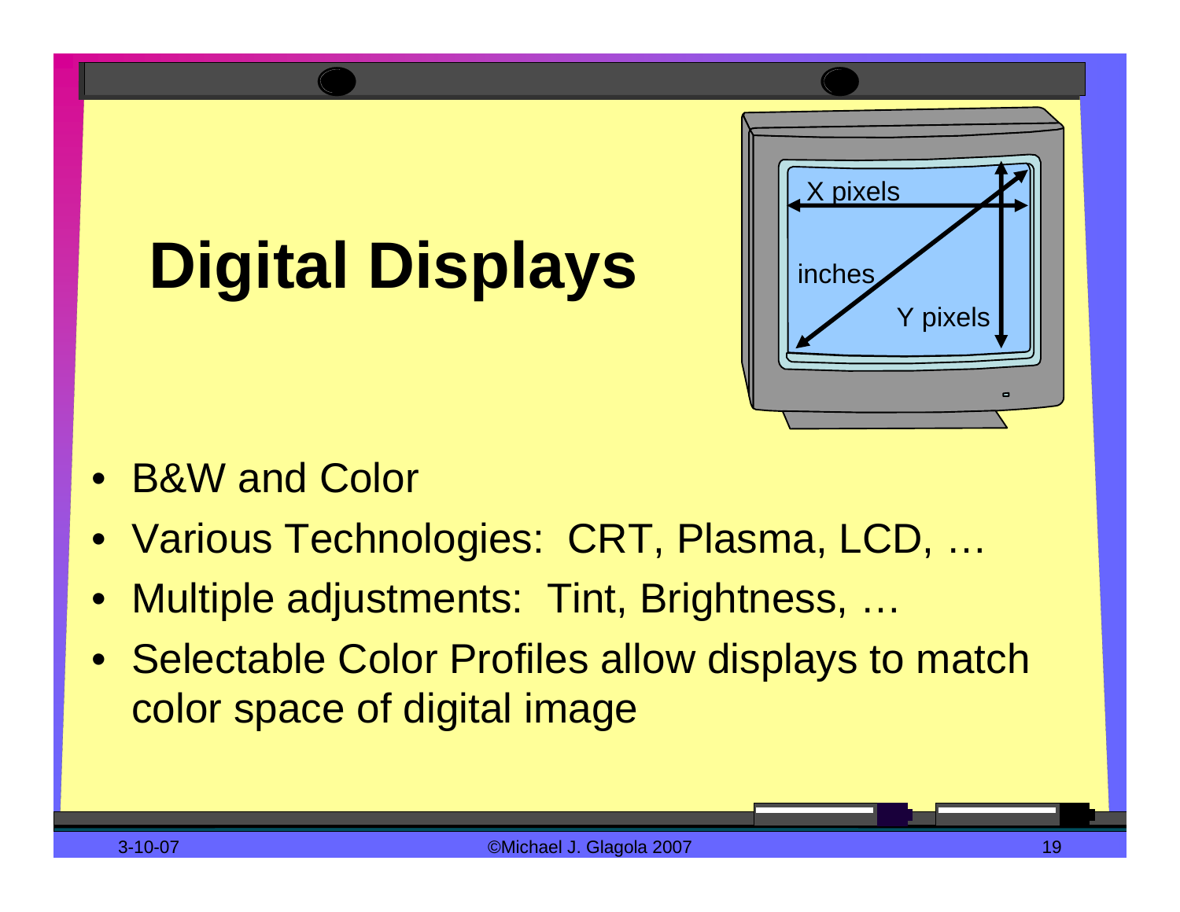# Digital Displays

X pixels

inches

Y pixels

- B&W and Color
- Various Technologies:  CRT, Plasma, LCD, …
- Multiple adjustments:  Tint, Brightness, …
- Selectable Color Profiles allow displays to match color space of digital image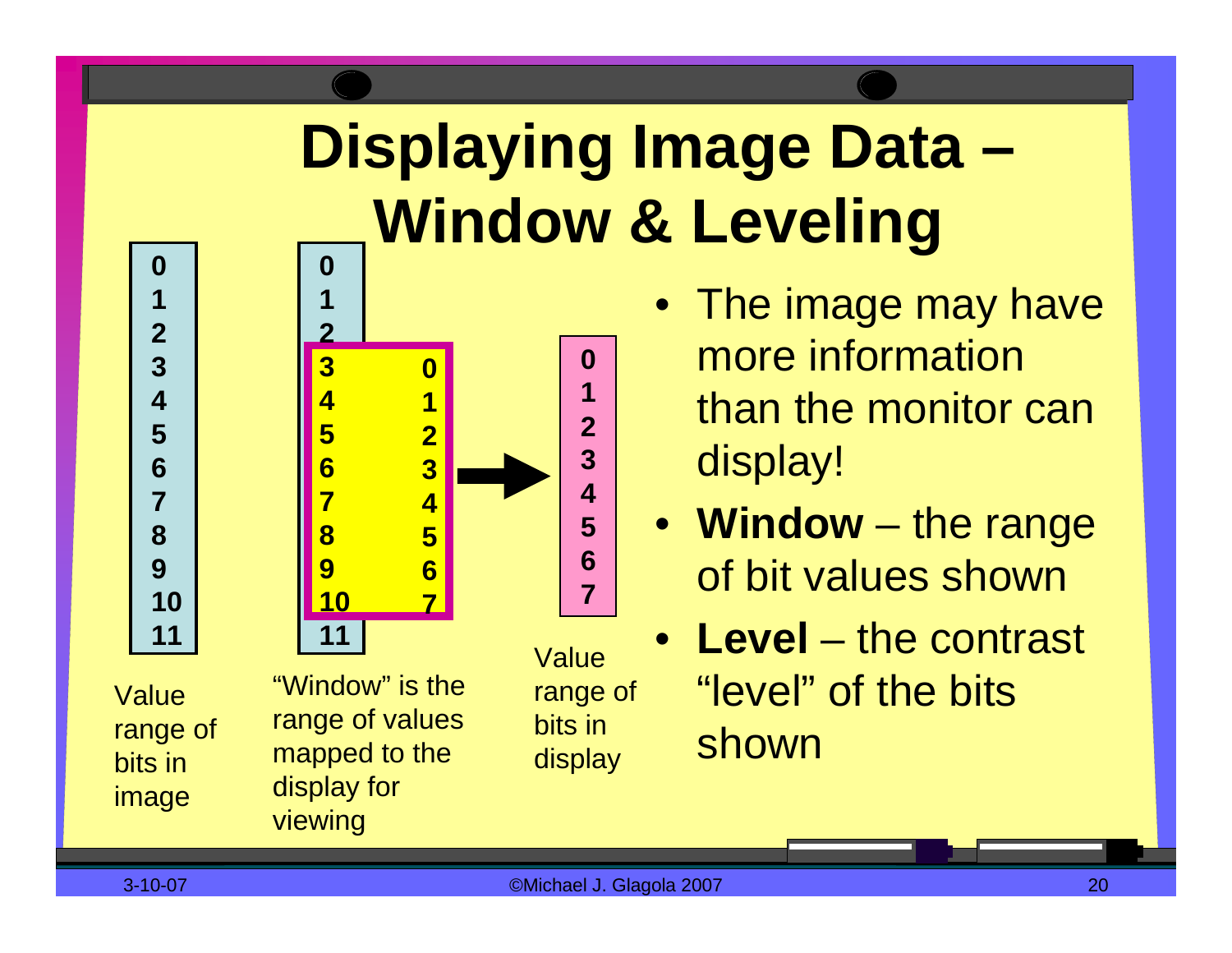# Displaying Image Data – Window & Leveling

| Value range of bits in image | "Window" is the range of values mapped to the display for viewing | | Value range of bits in display |
|---|---|---|---|
| 0 | 0 | | |
| 1 | 1 | | |
| 2 | 2 | | |
| 3 | 3 | 0 | 0 |
| 4 | 4 | 1 | 1 |
| 5 | 5 | 2 | 2 |
| 6 | 6 | 3 | 3 |
| 7 | 7 | 4 | 4 |
| 8 | 8 | 5 | 5 |
| 9 | 9 | 6 | 6 |
| 10 | 10 | 7 | 7 |
| 11 | 11 | | |

- The image may have more information than the monitor can display!
- **Window** – the range of bit values shown
- **Level** – the contrast "level" of the bits shown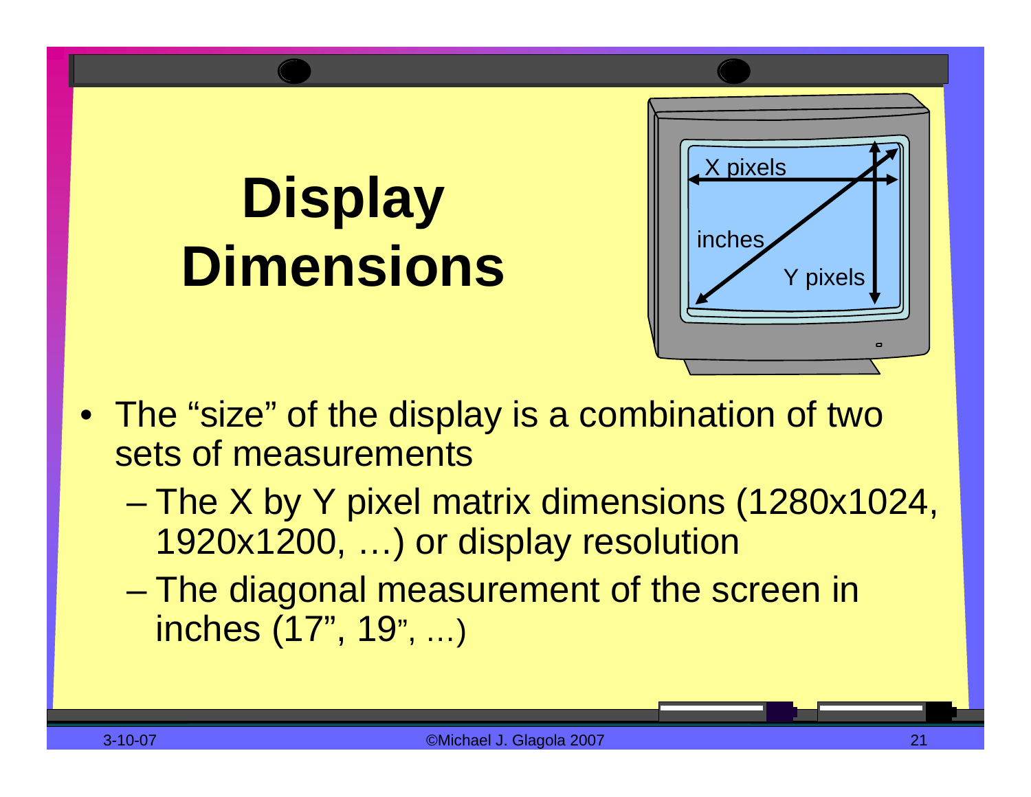# Display Dimensions

- The "size" of the display is a combination of two sets of measurements
  - The X by Y pixel matrix dimensions (1280x1024, 1920x1200, …) or display resolution
  - The diagonal measurement of the screen in inches (17", 19", …)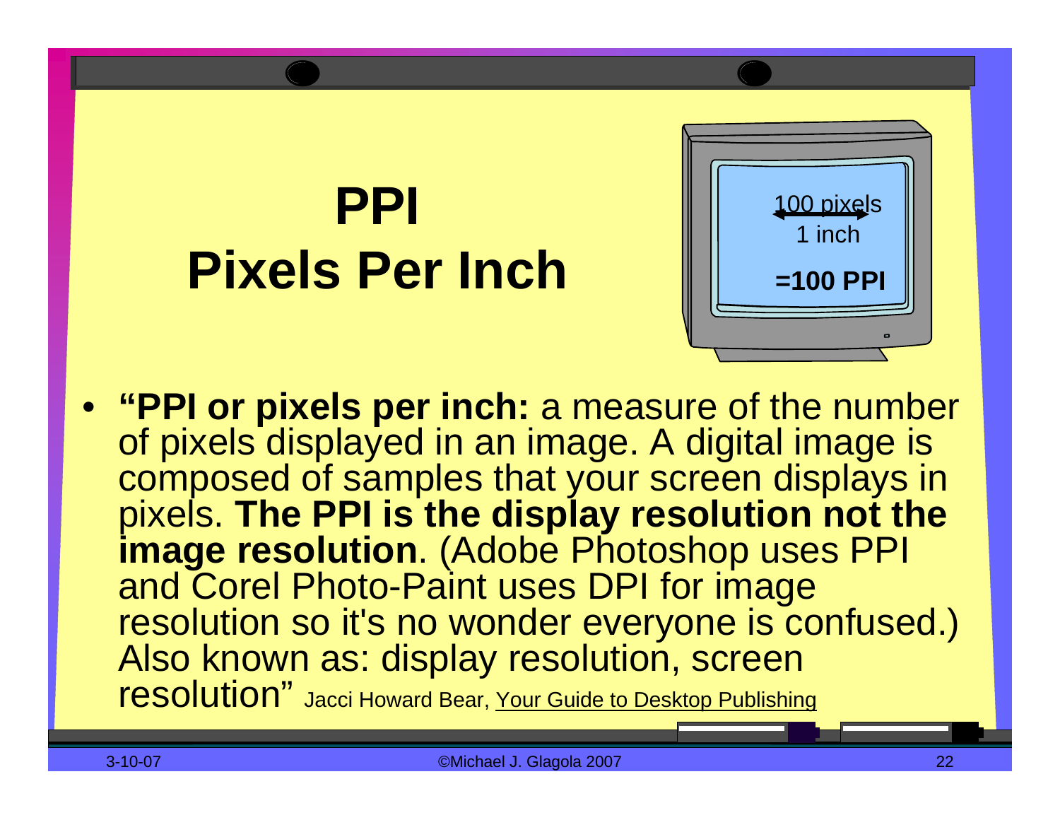# PPI
# Pixels Per Inch

100 pixels

1 inch

**=100 PPI**

- **"PPI or pixels per inch:** a measure of the number of pixels displayed in an image. A digital image is composed of samples that your screen displays in pixels. **The PPI is the display resolution not the image resolution**. (Adobe Photoshop uses PPI and Corel Photo-Paint uses DPI for image resolution so it's no wonder everyone is confused.) Also known as: display resolution, screen resolution" Jacci Howard Bear, Your Guide to Desktop Publishing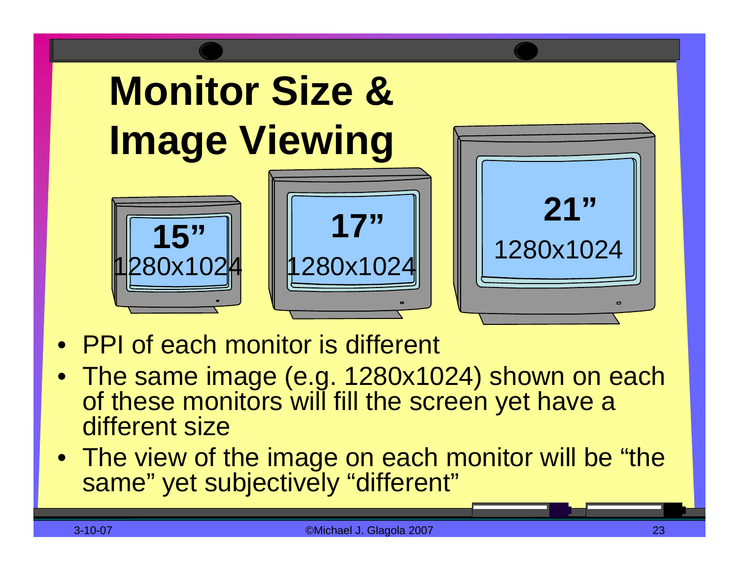# Monitor Size & Image Viewing

**15"** 1280x1024

**17"** 1280x1024

**21"** 1280x1024

- PPI of each monitor is different
- The same image (e.g. 1280x1024) shown on each of these monitors will fill the screen yet have a different size
- The view of the image on each monitor will be "the same" yet subjectively "different"

3-10-07 ©Michael J. Glagola 2007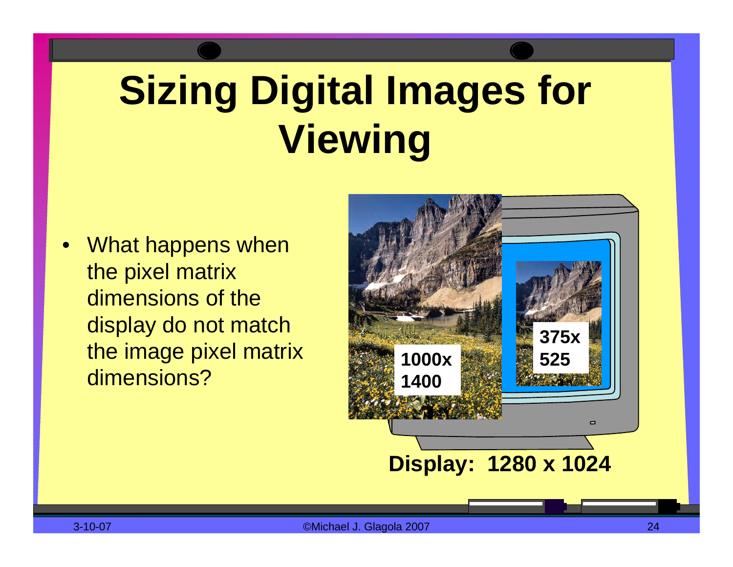# Sizing Digital Images for Viewing

- What happens when the pixel matrix dimensions of the display do not match the image pixel matrix dimensions?

1000x 1400

375x 525

**Display: 1280 x 1024**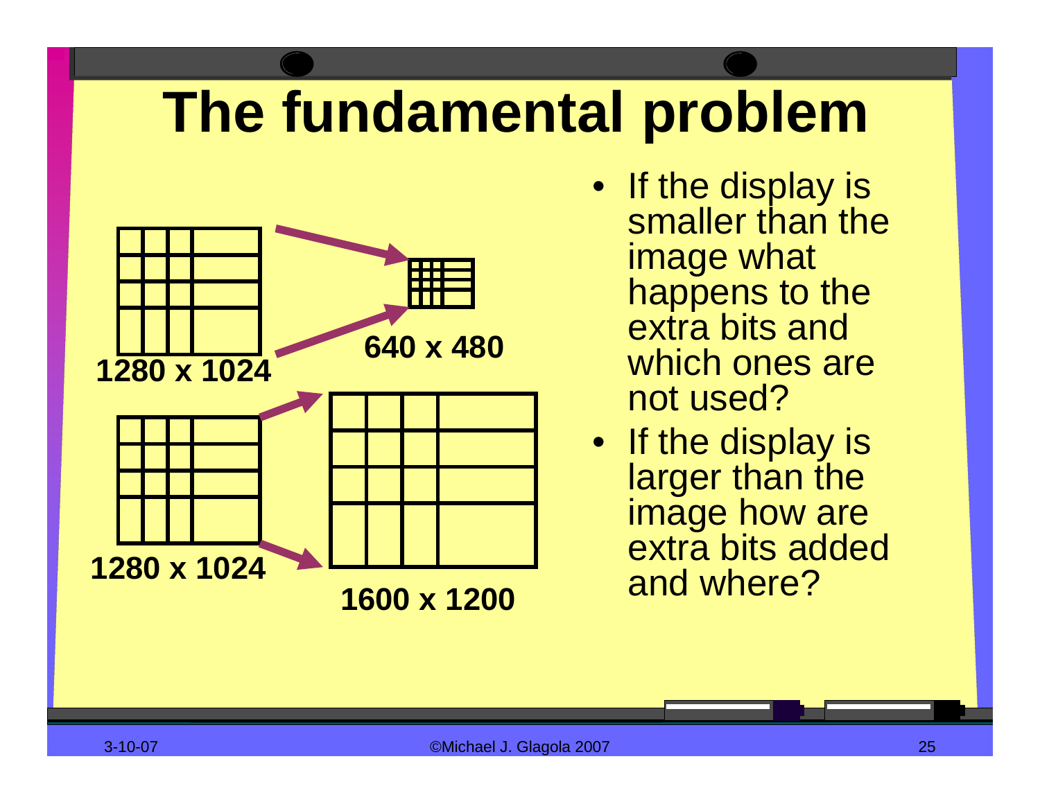# The fundamental problem

1280 x 1024

640 x 480

1280 x 1024

1600 x 1200

- If the display is smaller than the image what happens to the extra bits and which ones are not used?
- If the display is larger than the image how are extra bits added and where?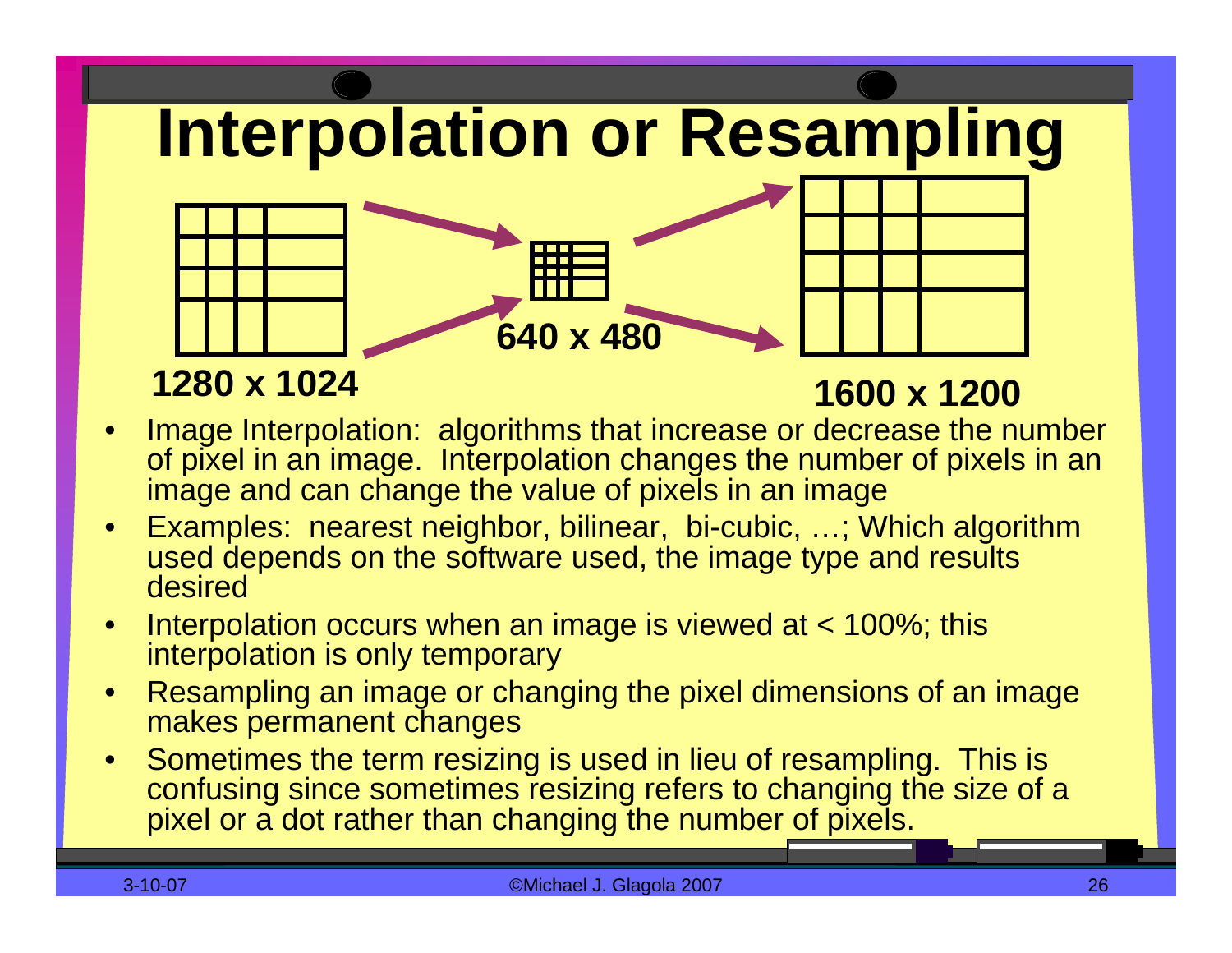# Interpolation or Resampling

1280 x 1024

640 x 480

1600 x 1200

- Image Interpolation: algorithms that increase or decrease the number of pixel in an image. Interpolation changes the number of pixels in an image and can change the value of pixels in an image
- Examples: nearest neighbor, bilinear, bi-cubic, …; Which algorithm used depends on the software used, the image type and results desired
- Interpolation occurs when an image is viewed at < 100%; this interpolation is only temporary
- Resampling an image or changing the pixel dimensions of an image makes permanent changes
- Sometimes the term resizing is used in lieu of resampling. This is confusing since sometimes resizing refers to changing the size of a pixel or a dot rather than changing the number of pixels.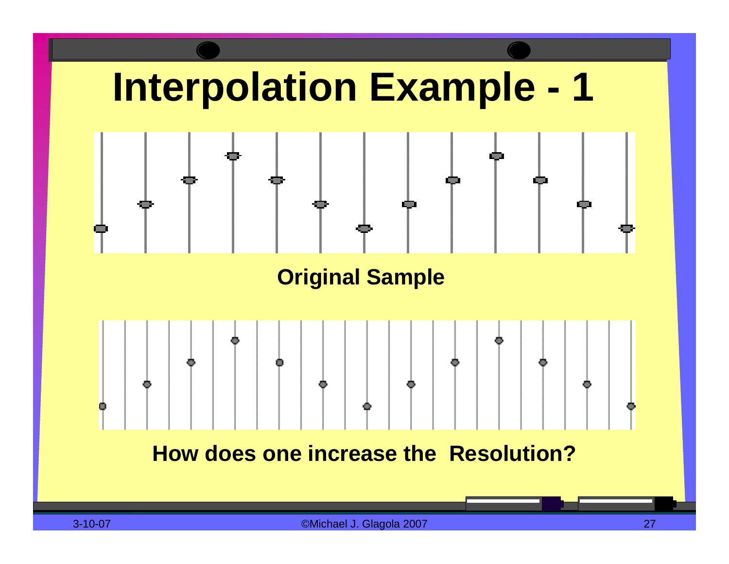# Interpolation Example - 1

**Original Sample**

**How does one increase the Resolution?**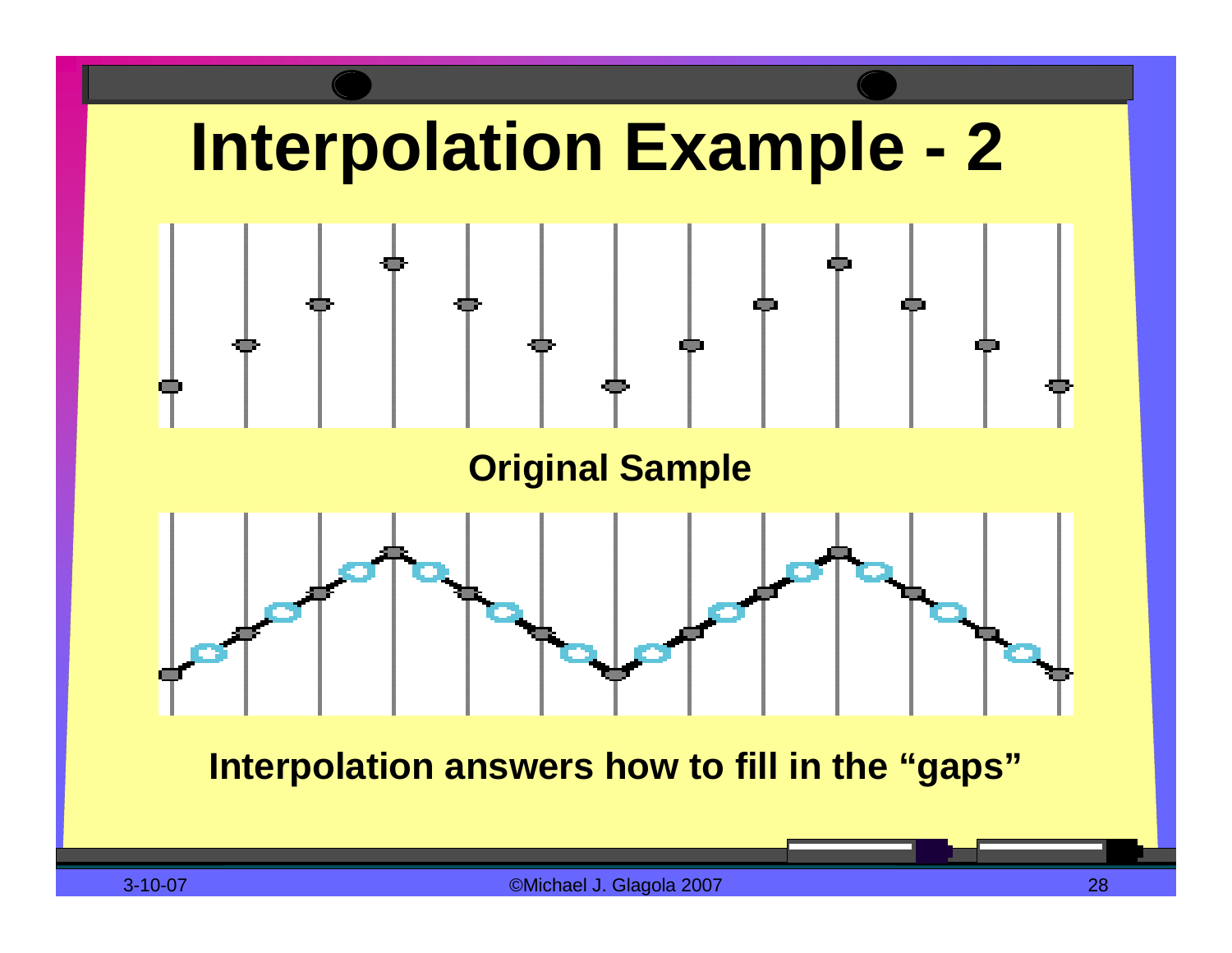# Interpolation Example - 2

**Original Sample**

**Interpolation answers how to fill in the "gaps"**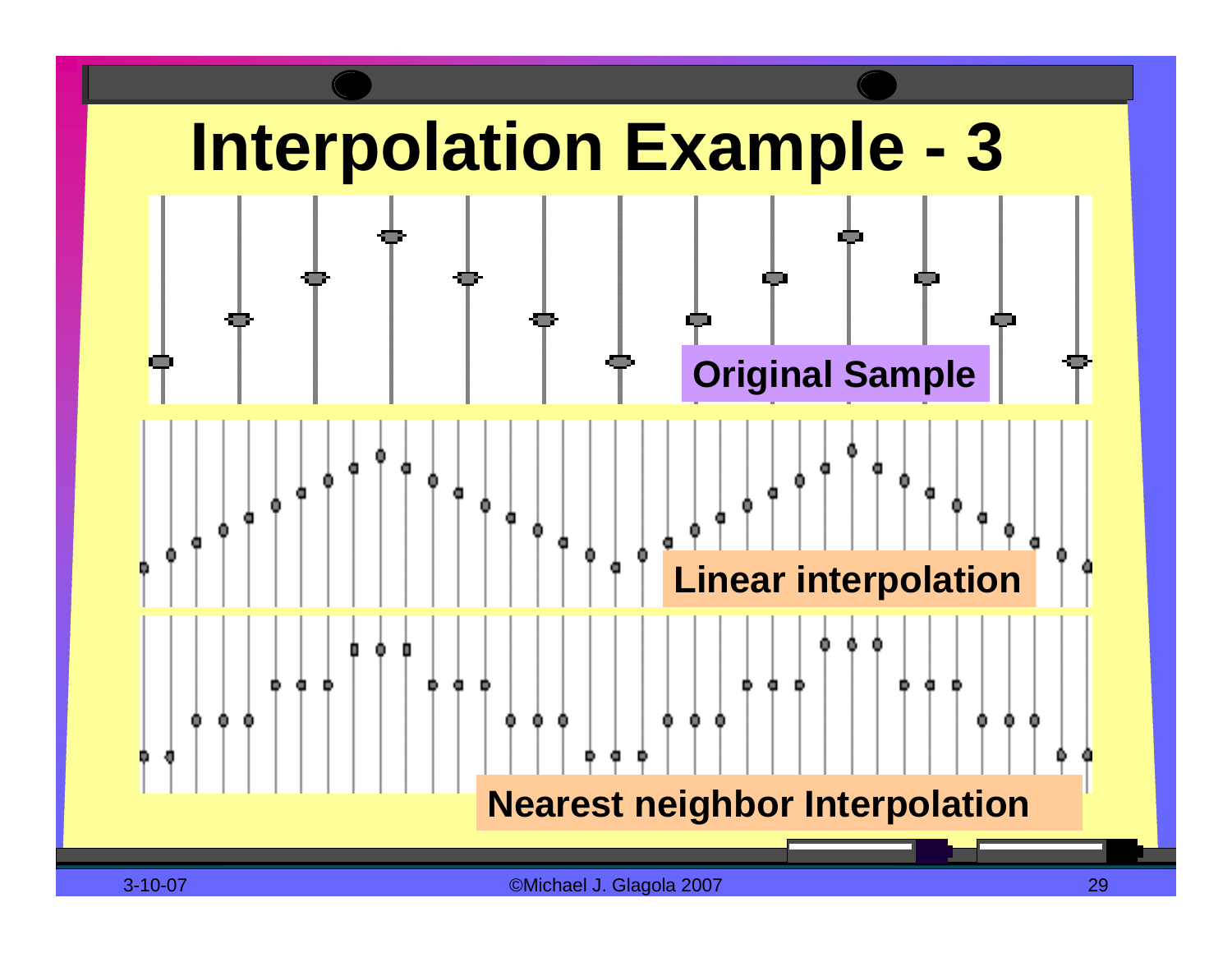# Interpolation Example - 3

Original Sample

Linear interpolation

Nearest neighbor Interpolation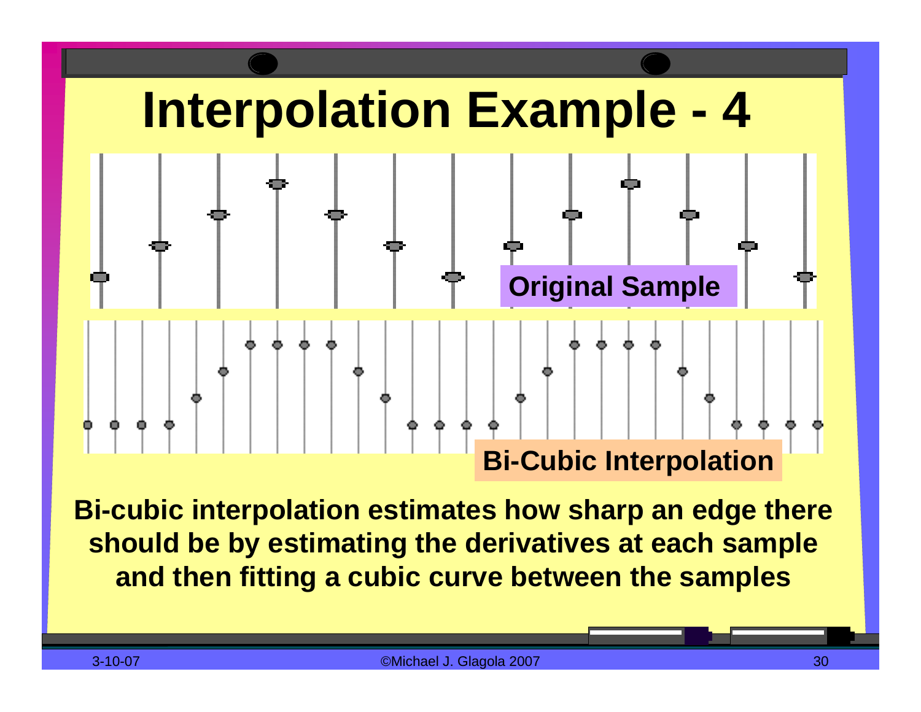# Interpolation Example - 4

Original Sample

Bi-Cubic Interpolation

**Bi-cubic interpolation estimates how sharp an edge there should be by estimating the derivatives at each sample and then fitting a cubic curve between the samples**

3-10-07

©Michael J. Glagola 2007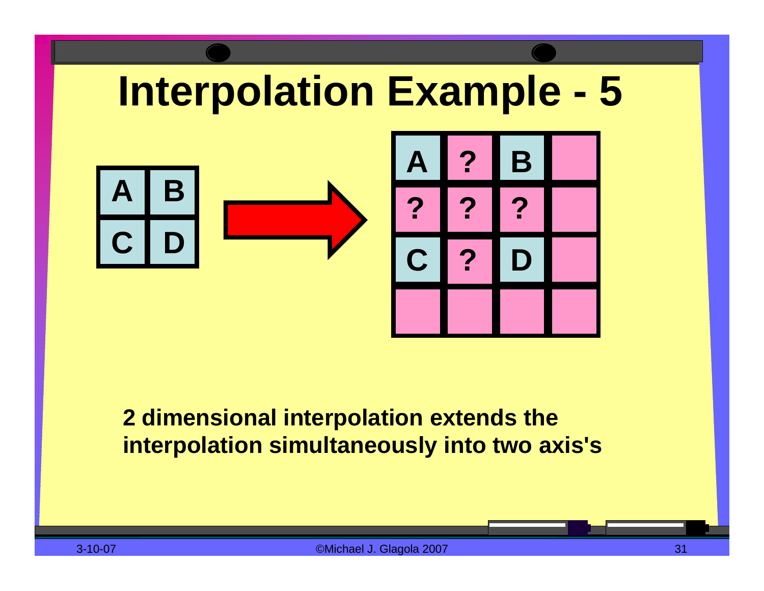# Interpolation Example - 5

| A | B |
|---|---|
| C | D |

| A | ? | B | |
|---|---|---|---|
| ? | ? | ? | |
| C | ? | D | |
| | | | |

**2 dimensional interpolation extends the interpolation simultaneously into two axis's**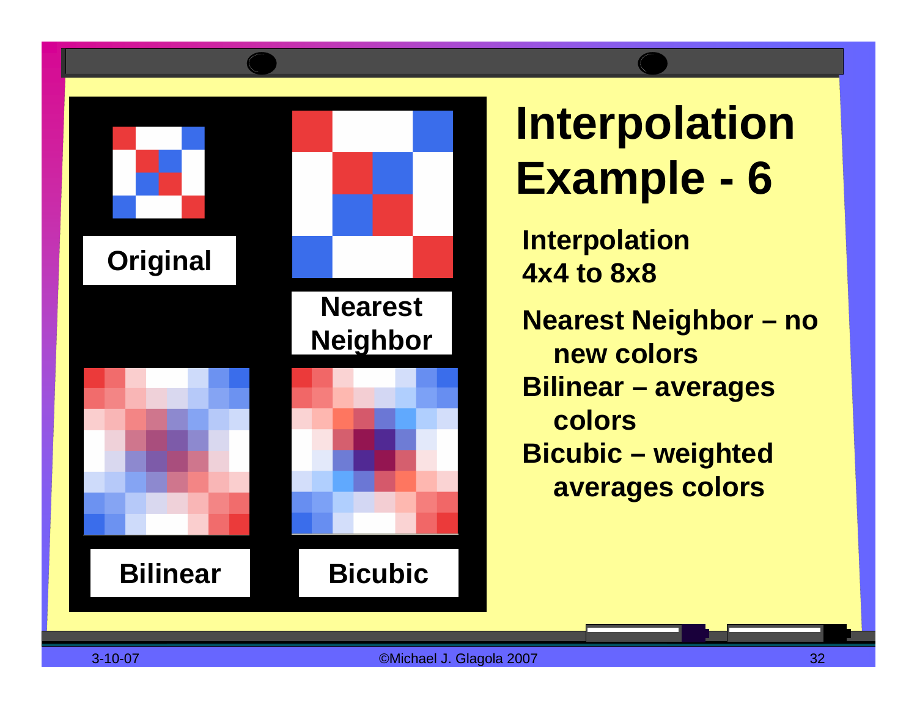# Interpolation Example - 6

Original

Nearest Neighbor

Bilinear

Bicubic

**Interpolation 4x4 to 8x8**

- **Nearest Neighbor – no new colors**
- **Bilinear – averages colors**
- **Bicubic – weighted averages colors**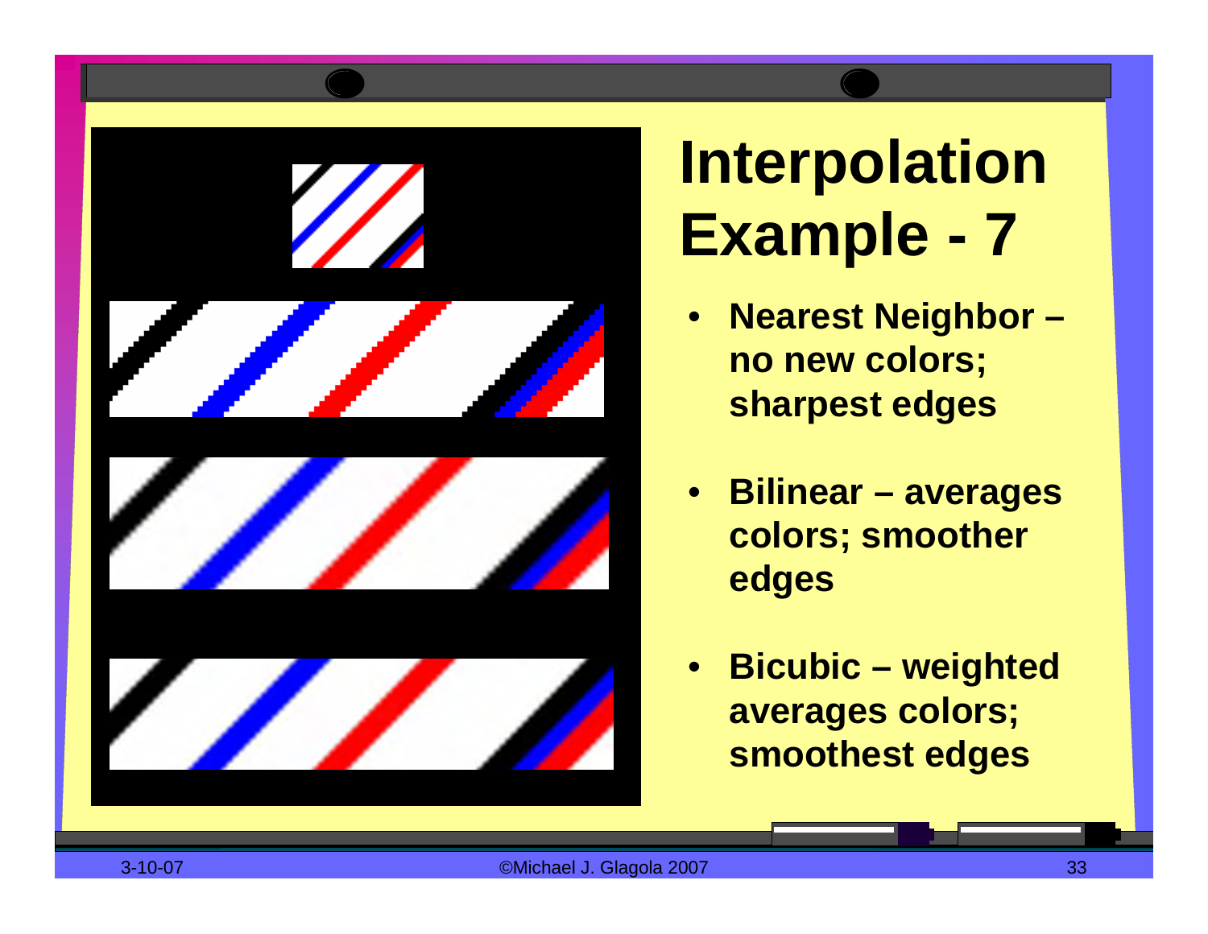# Interpolation Example - 7

- **Nearest Neighbor – no new colors; sharpest edges**
- **Bilinear – averages colors; smoother edges**
- **Bicubic – weighted averages colors; smoothest edges**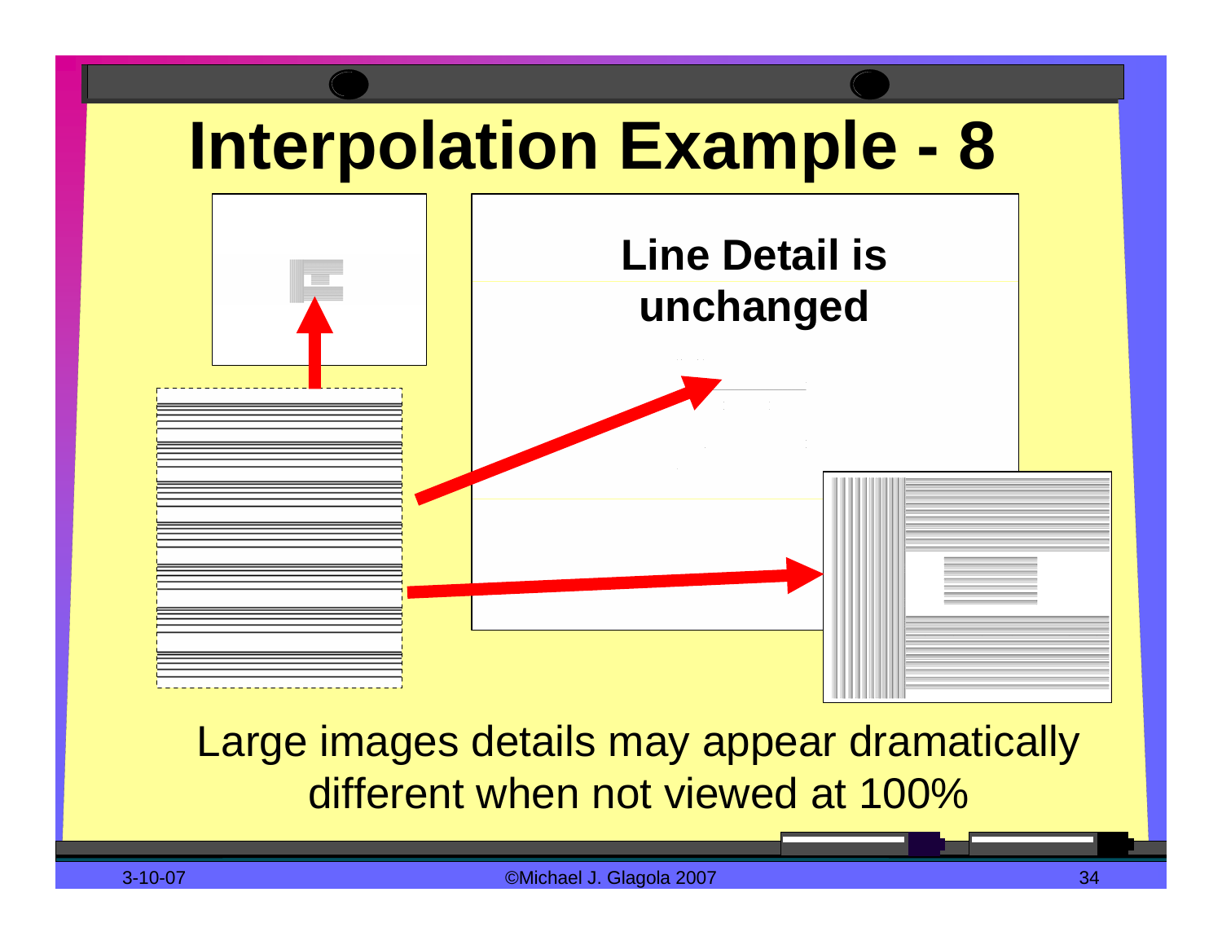# Interpolation Example - 8

**Line Detail is unchanged**

Large images details may appear dramatically different when not viewed at 100%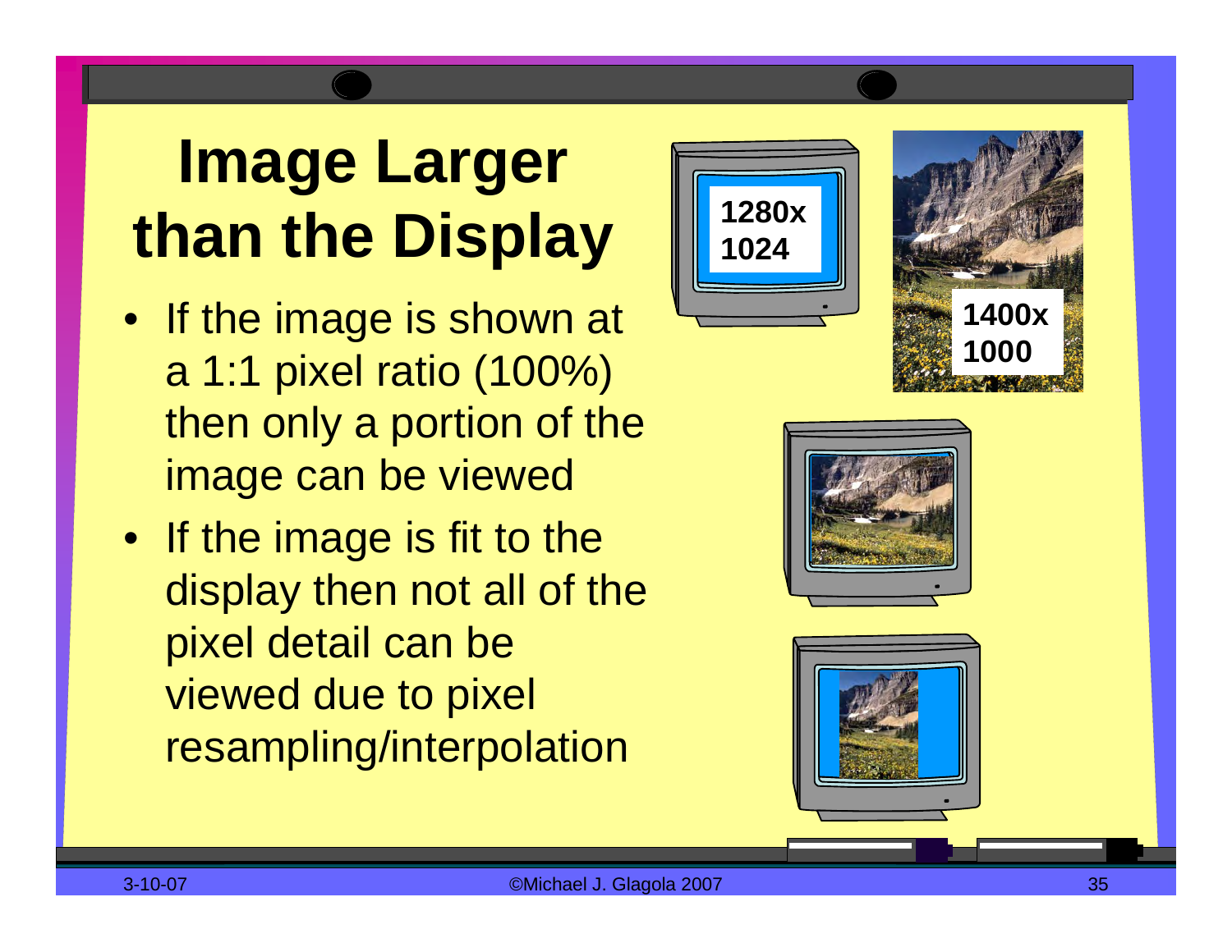# Image Larger than the Display

- If the image is shown at a 1:1 pixel ratio (100%) then only a portion of the image can be viewed
- If the image is fit to the display then not all of the pixel detail can be viewed due to pixel resampling/interpolation

1280x 1024

1400x 1000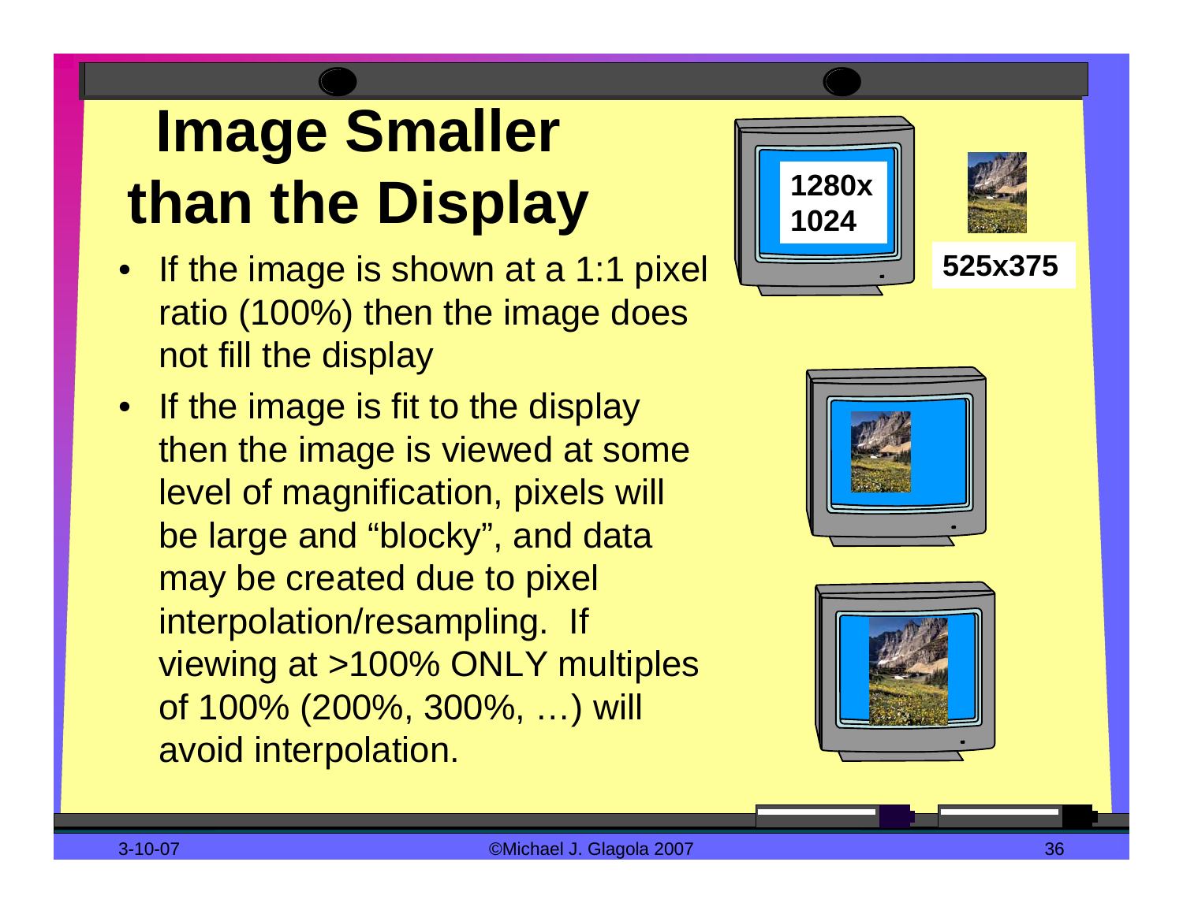# Image Smaller than the Display

- If the image is shown at a 1:1 pixel ratio (100%) then the image does not fill the display
- If the image is fit to the display then the image is viewed at some level of magnification, pixels will be large and “blocky”, and data may be created due to pixel interpolation/resampling. If viewing at >100% ONLY multiples of 100% (200%, 300%, …) will avoid interpolation.

1280x 1024

525x375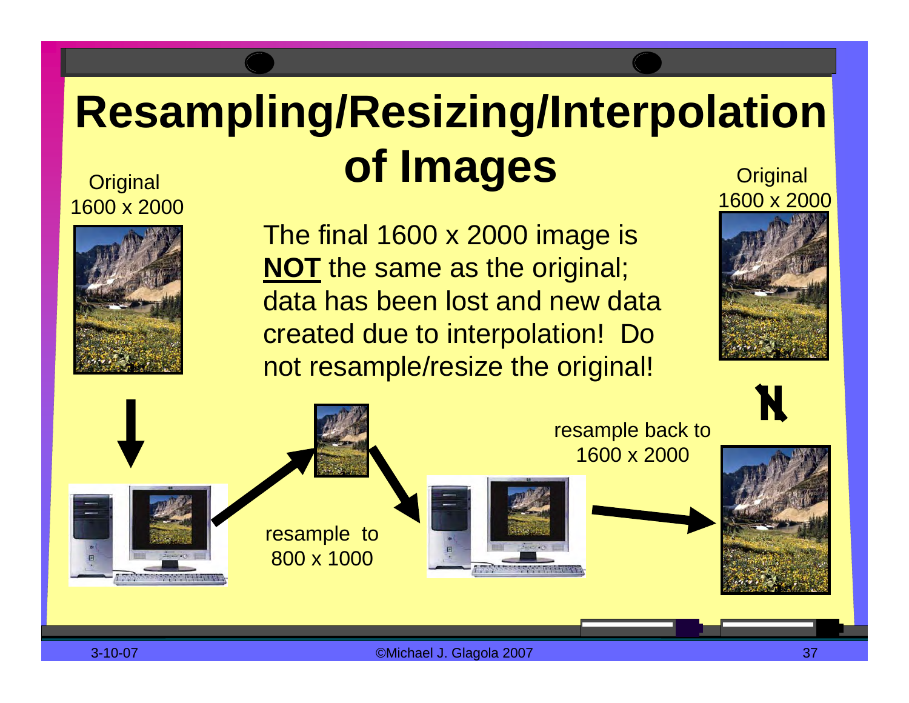# Resampling/Resizing/Interpolation of Images

Original
1600 x 2000

The final 1600 x 2000 image is **NOT** the same as the original; data has been lost and new data created due to interpolation! Do not resample/resize the original!

Original
1600 x 2000

resample to
800 x 1000

resample back to
1600 x 2000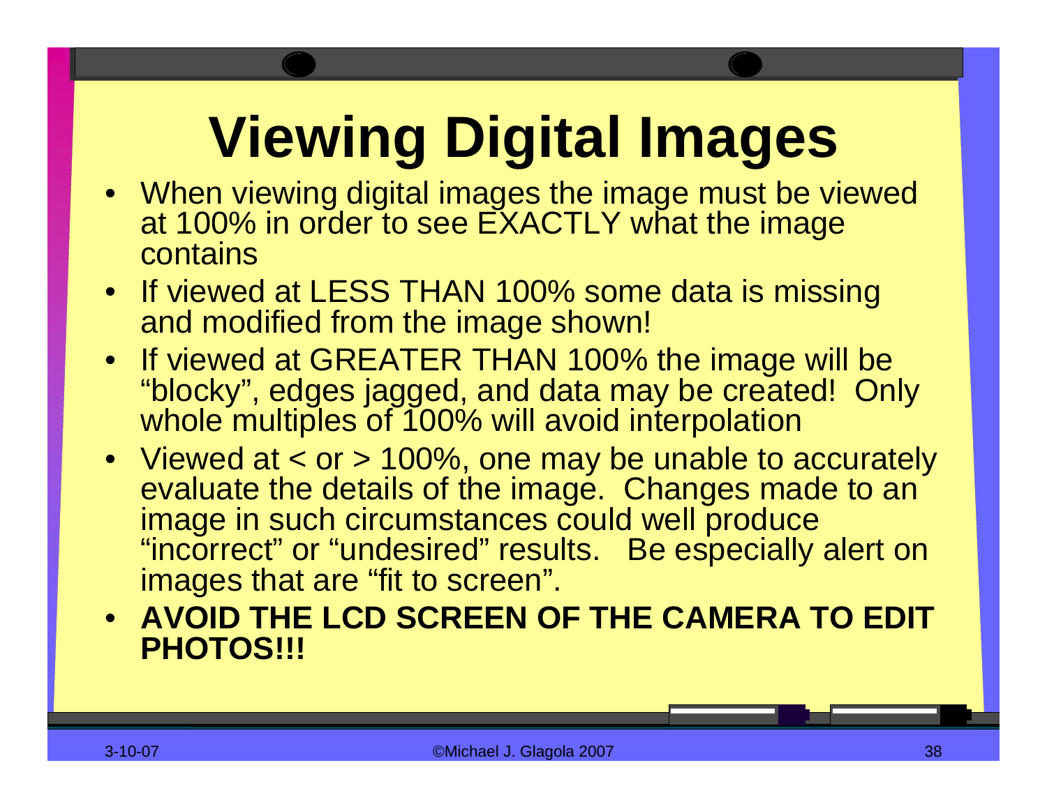# Viewing Digital Images

- When viewing digital images the image must be viewed at 100% in order to see EXACTLY what the image contains
- If viewed at LESS THAN 100% some data is missing and modified from the image shown!
- If viewed at GREATER THAN 100% the image will be “blocky”, edges jagged, and data may be created! Only whole multiples of 100% will avoid interpolation
- Viewed at < or > 100%, one may be unable to accurately evaluate the details of the image. Changes made to an image in such circumstances could well produce “incorrect” or “undesired” results. Be especially alert on images that are “fit to screen”.
- **AVOID THE LCD SCREEN OF THE CAMERA TO EDIT PHOTOS!!!**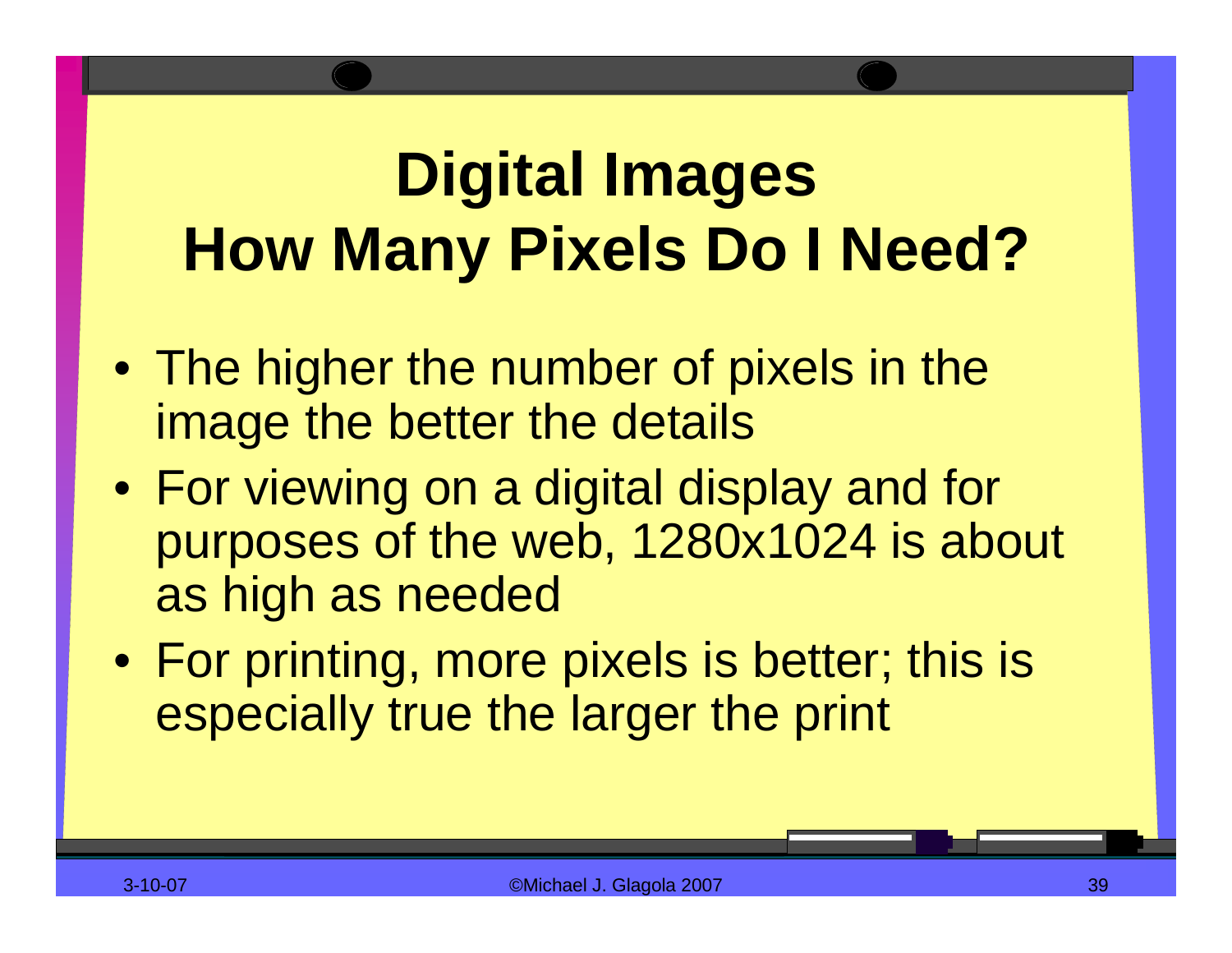# Digital Images
# How Many Pixels Do I Need?

- The higher the number of pixels in the image the better the details
- For viewing on a digital display and for purposes of the web, 1280x1024 is about as high as needed
- For printing, more pixels is better; this is especially true the larger the print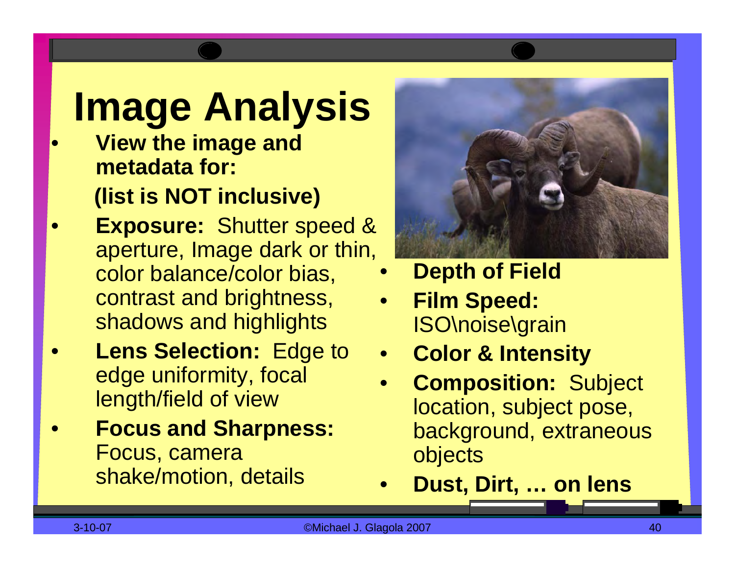# Image Analysis

- **View the image and metadata for:**

  **(list is NOT inclusive)**

- **Exposure:** Shutter speed & aperture, Image dark or thin, color balance/color bias, contrast and brightness, shadows and highlights
- **Lens Selection:** Edge to edge uniformity, focal length/field of view
- **Focus and Sharpness:** Focus, camera shake/motion, details
- **Depth of Field**
- **Film Speed:** ISO\noise\grain
- **Color & Intensity**
- **Composition:** Subject location, subject pose, background, extraneous objects
- **Dust, Dirt, … on lens**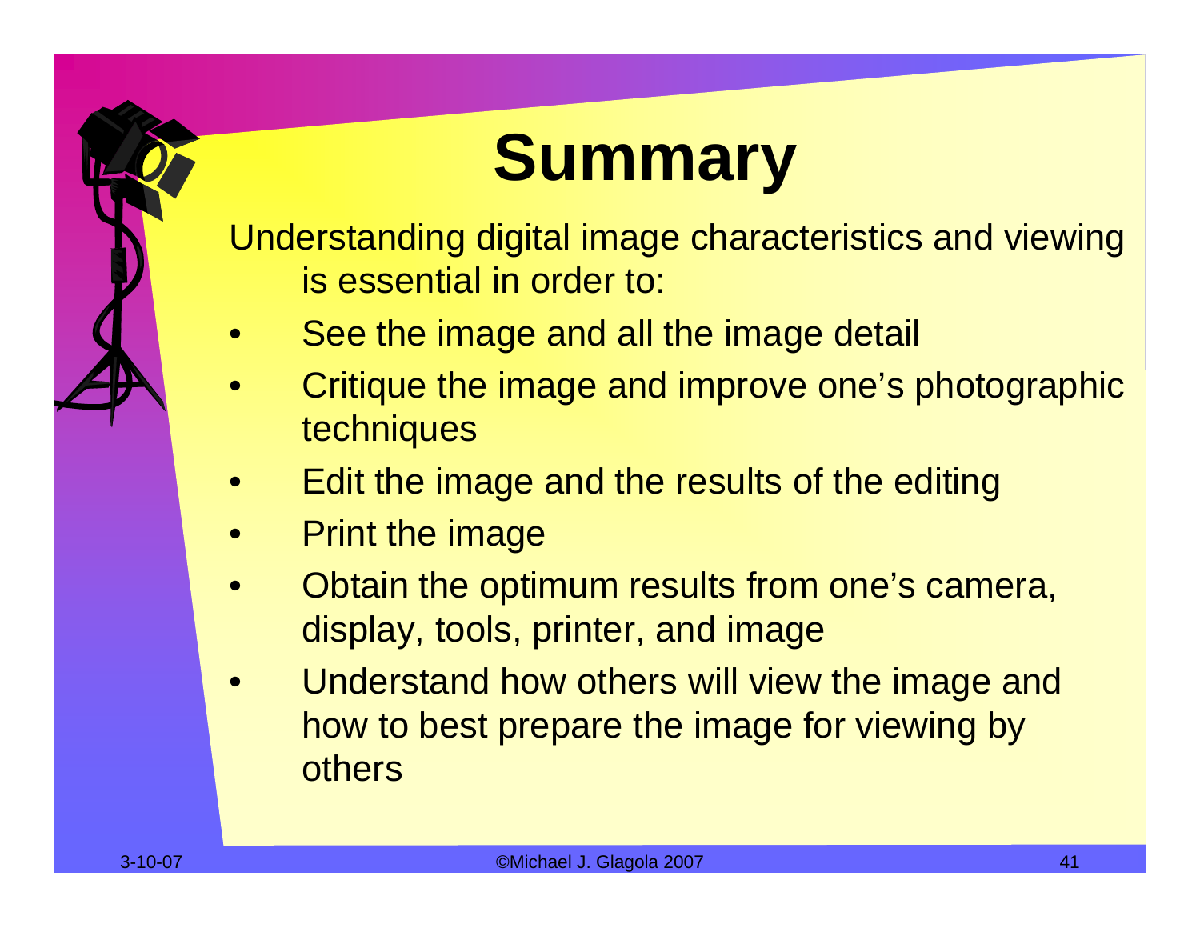# Summary

Understanding digital image characteristics and viewing is essential in order to:

- See the image and all the image detail
- Critique the image and improve one's photographic techniques
- Edit the image and the results of the editing
- Print the image
- Obtain the optimum results from one's camera, display, tools, printer, and image
- Understand how others will view the image and how to best prepare the image for viewing by others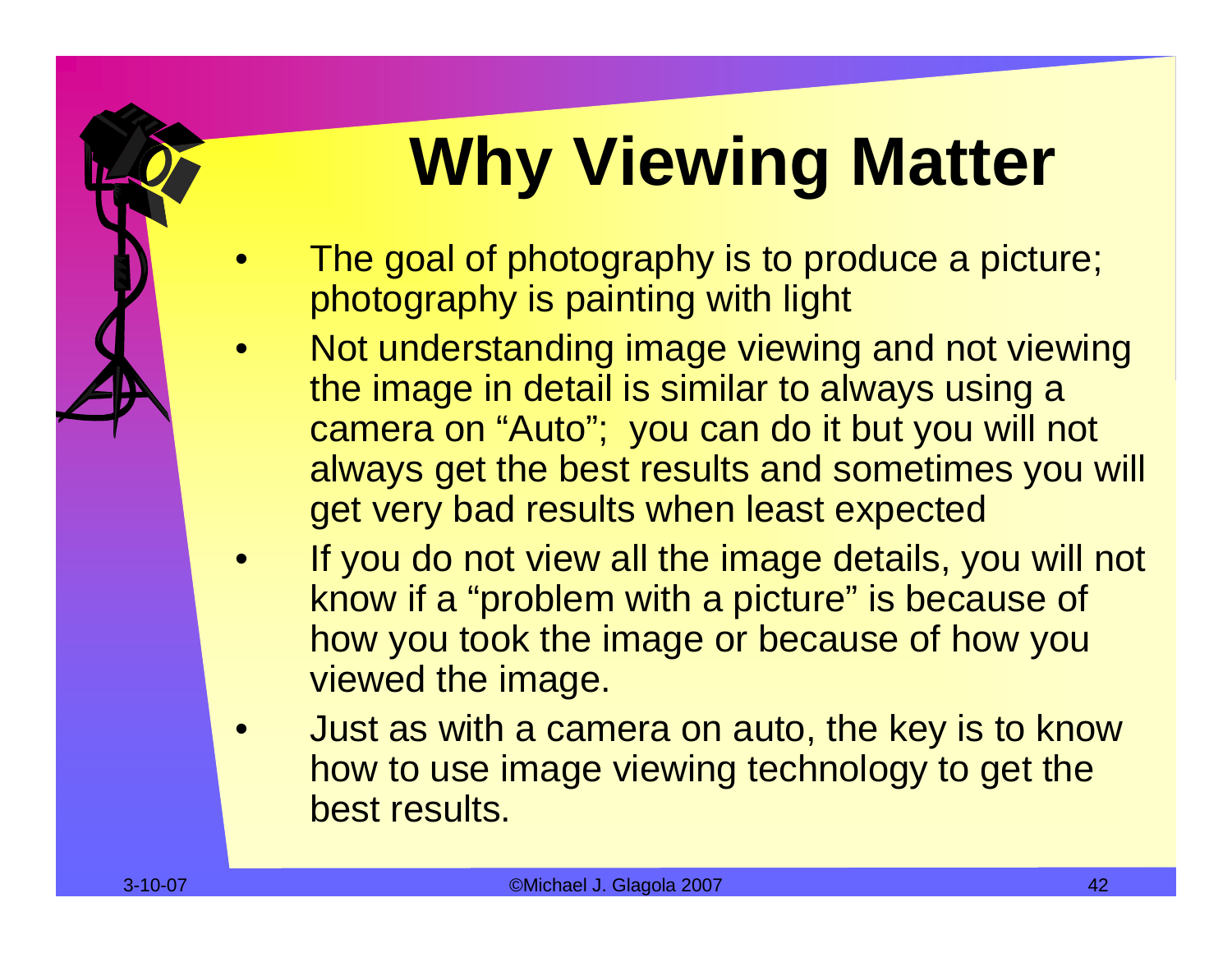# Why Viewing Matter

- The goal of photography is to produce a picture; photography is painting with light
- Not understanding image viewing and not viewing the image in detail is similar to always using a camera on "Auto"; you can do it but you will not always get the best results and sometimes you will get very bad results when least expected
- If you do not view all the image details, you will not know if a "problem with a picture" is because of how you took the image or because of how you viewed the image.
- Just as with a camera on auto, the key is to know how to use image viewing technology to get the best results.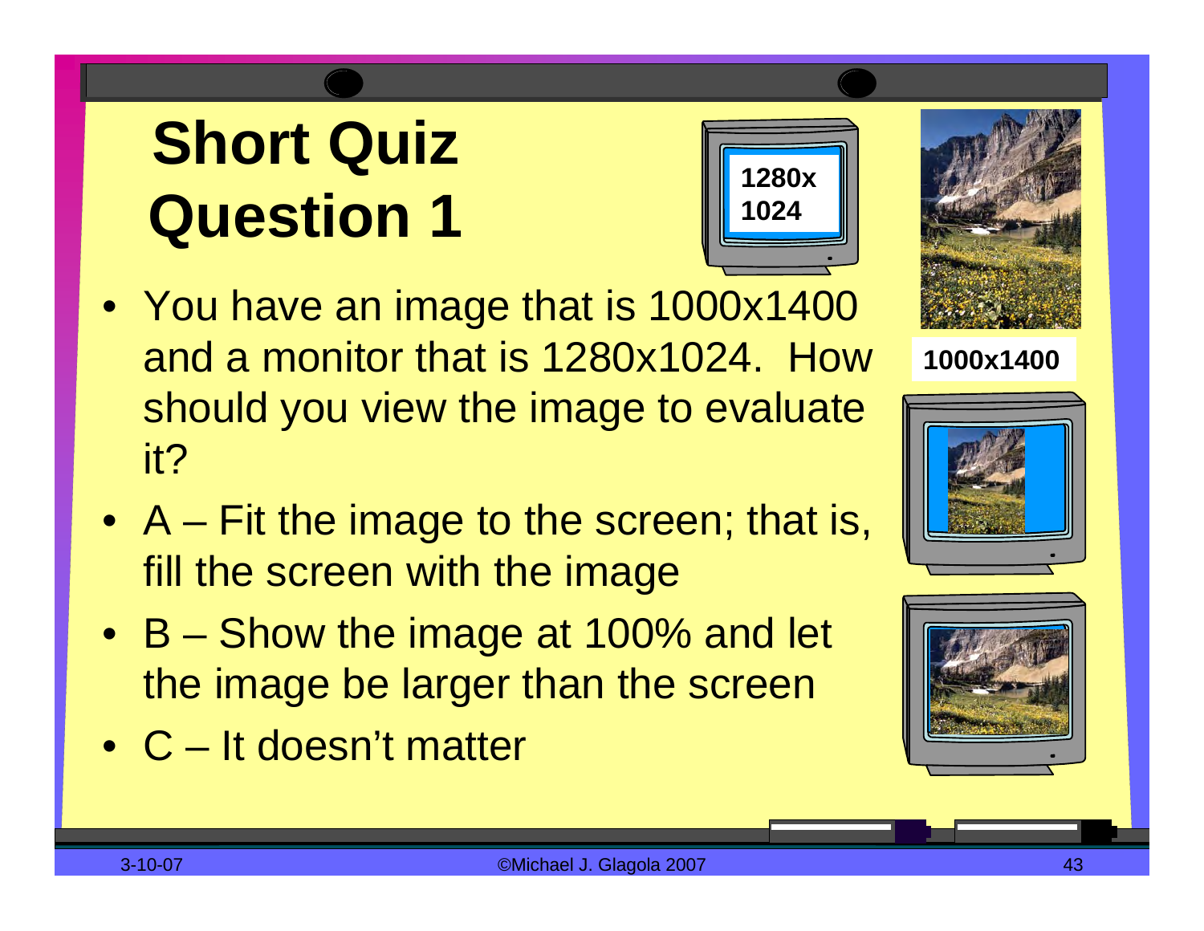# Short Quiz Question 1

1280x 1024

1000x1400

- You have an image that is 1000x1400 and a monitor that is 1280x1024. How should you view the image to evaluate it?
- A – Fit the image to the screen; that is, fill the screen with the image
- B – Show the image at 100% and let the image be larger than the screen
- C – It doesn't matter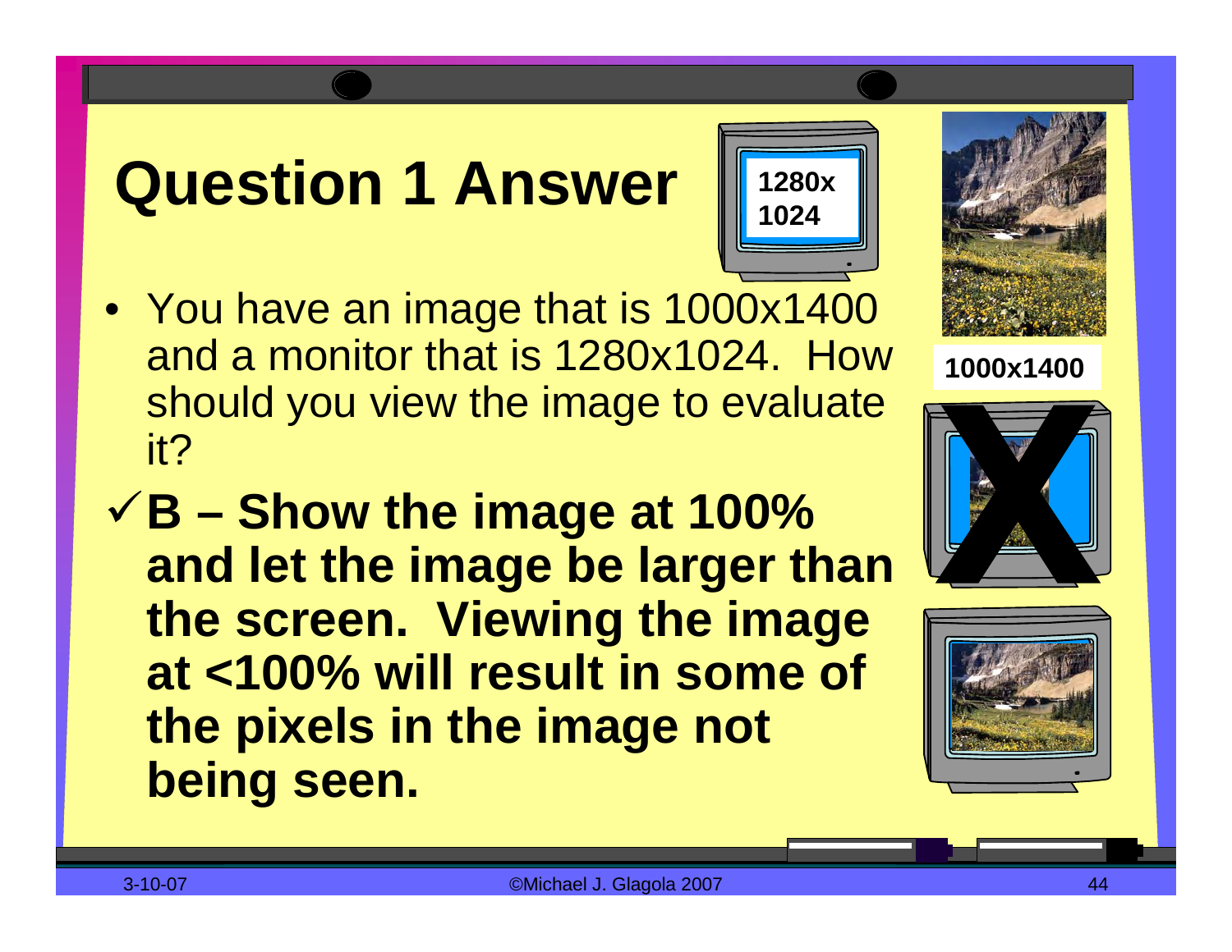# Question 1 Answer

1280x
1024

- You have an image that is 1000x1400 and a monitor that is 1280x1024. How should you view the image to evaluate it?

✓ **B – Show the image at 100% and let the image be larger than the screen. Viewing the image at <100% will result in some of the pixels in the image not being seen.**

1000x1400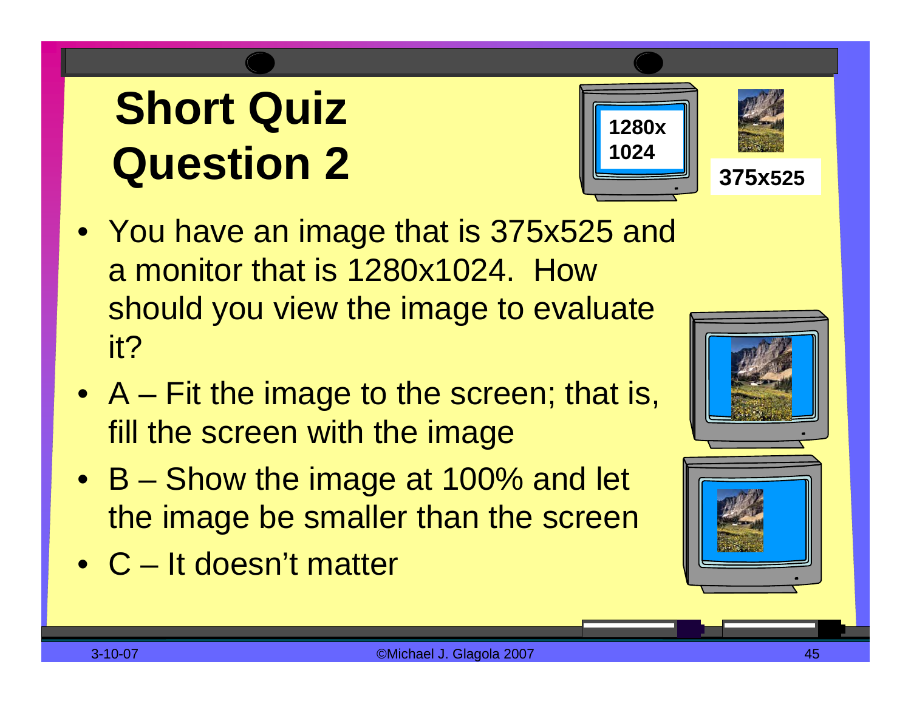# Short Quiz Question 2

1280x 1024

375x525

- You have an image that is 375x525 and a monitor that is 1280x1024. How should you view the image to evaluate it?
- A – Fit the image to the screen; that is, fill the screen with the image
- B – Show the image at 100% and let the image be smaller than the screen
- C – It doesn't matter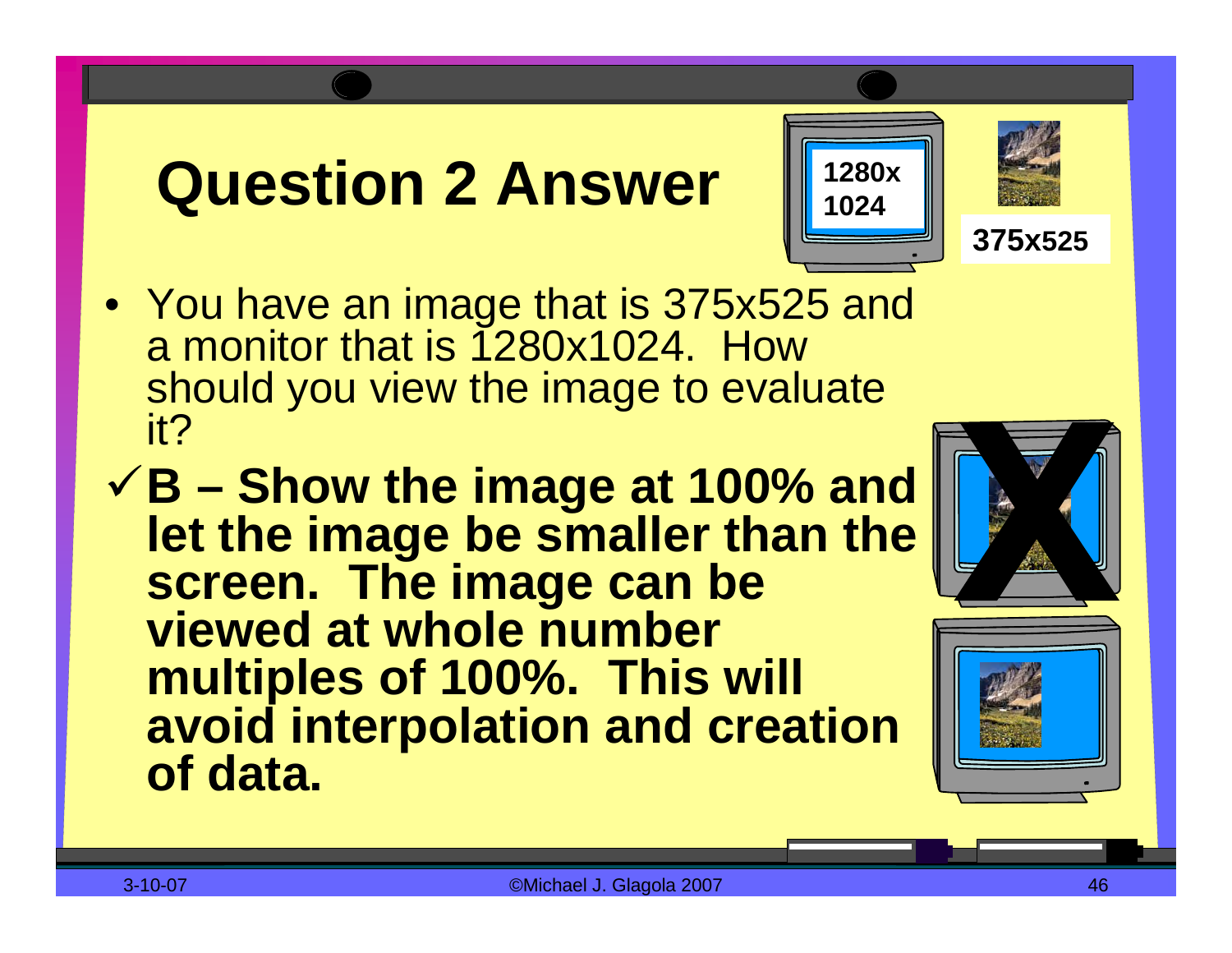# Question 2 Answer

1280x
1024

375x525

- You have an image that is 375x525 and a monitor that is 1280x1024. How should you view the image to evaluate it?

✓ **B – Show the image at 100% and let the image be smaller than the screen. The image can be viewed at whole number multiples of 100%. This will avoid interpolation and creation of data.**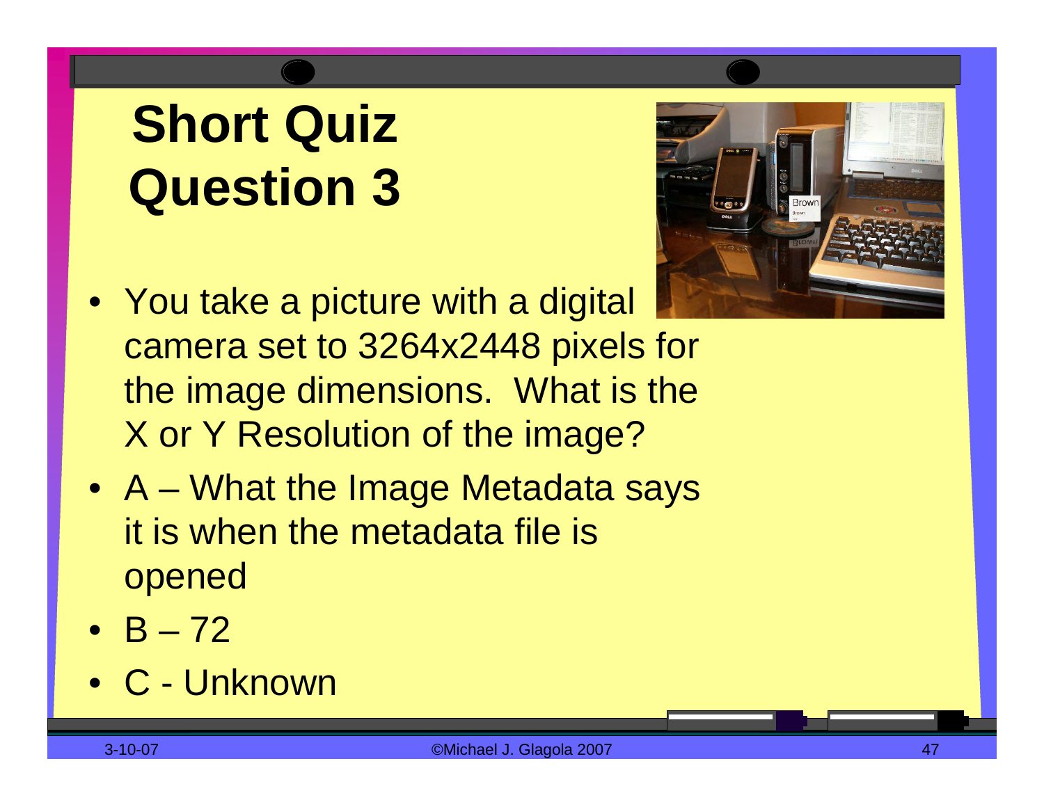# Short Quiz Question 3

- You take a picture with a digital camera set to 3264x2448 pixels for the image dimensions. What is the X or Y Resolution of the image?
- A – What the Image Metadata says it is when the metadata file is opened
- B – 72
- C - Unknown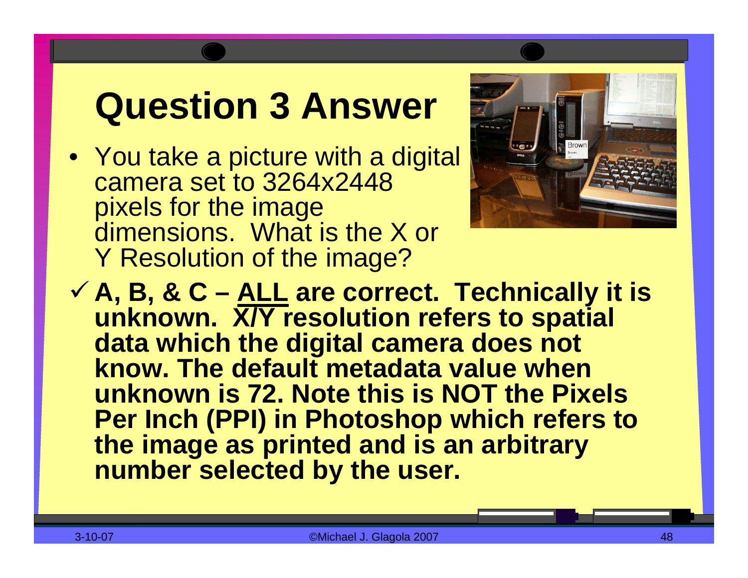# Question 3 Answer

- You take a picture with a digital camera set to 3264x2448 pixels for the image dimensions. What is the X or Y Resolution of the image?

✓ **A, B, & C – <u>ALL</u> are correct. Technically it is unknown. X/Y resolution refers to spatial data which the digital camera does not know. The default metadata value when unknown is 72. Note this is NOT the Pixels Per Inch (PPI) in Photoshop which refers to the image as printed and is an arbitrary number selected by the user.**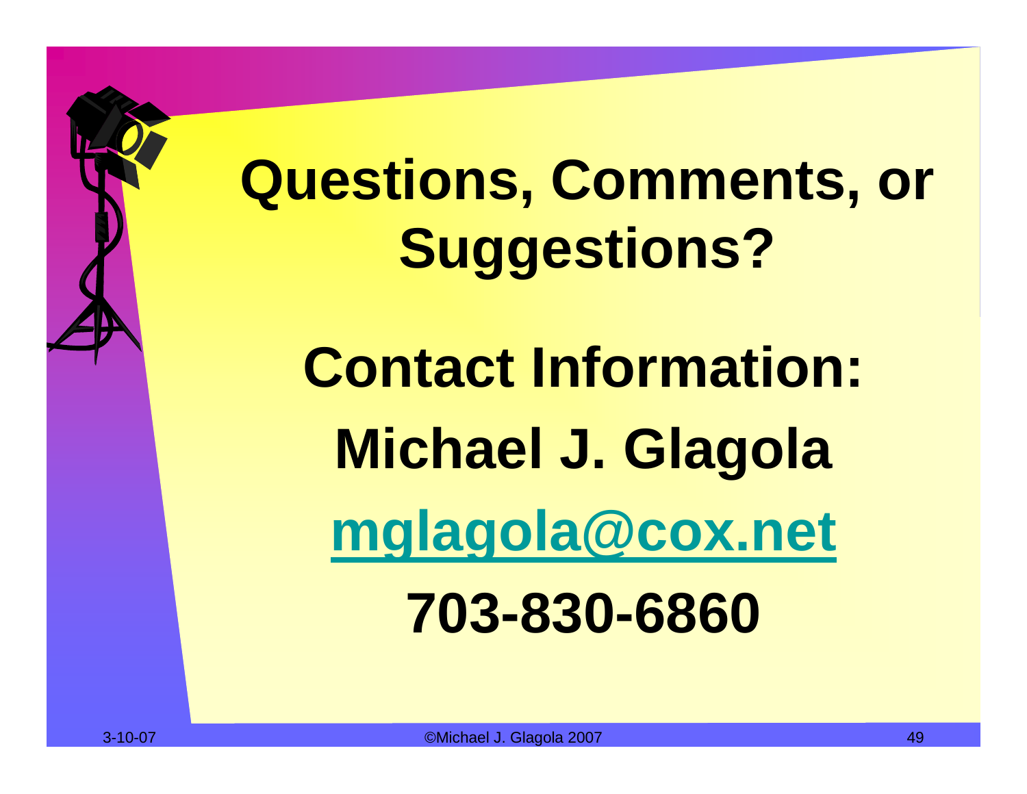# Questions, Comments, or Suggestions?

## Contact Information:

**Michael J. Glagola**

**mglagola@cox.net**

**703-830-6860**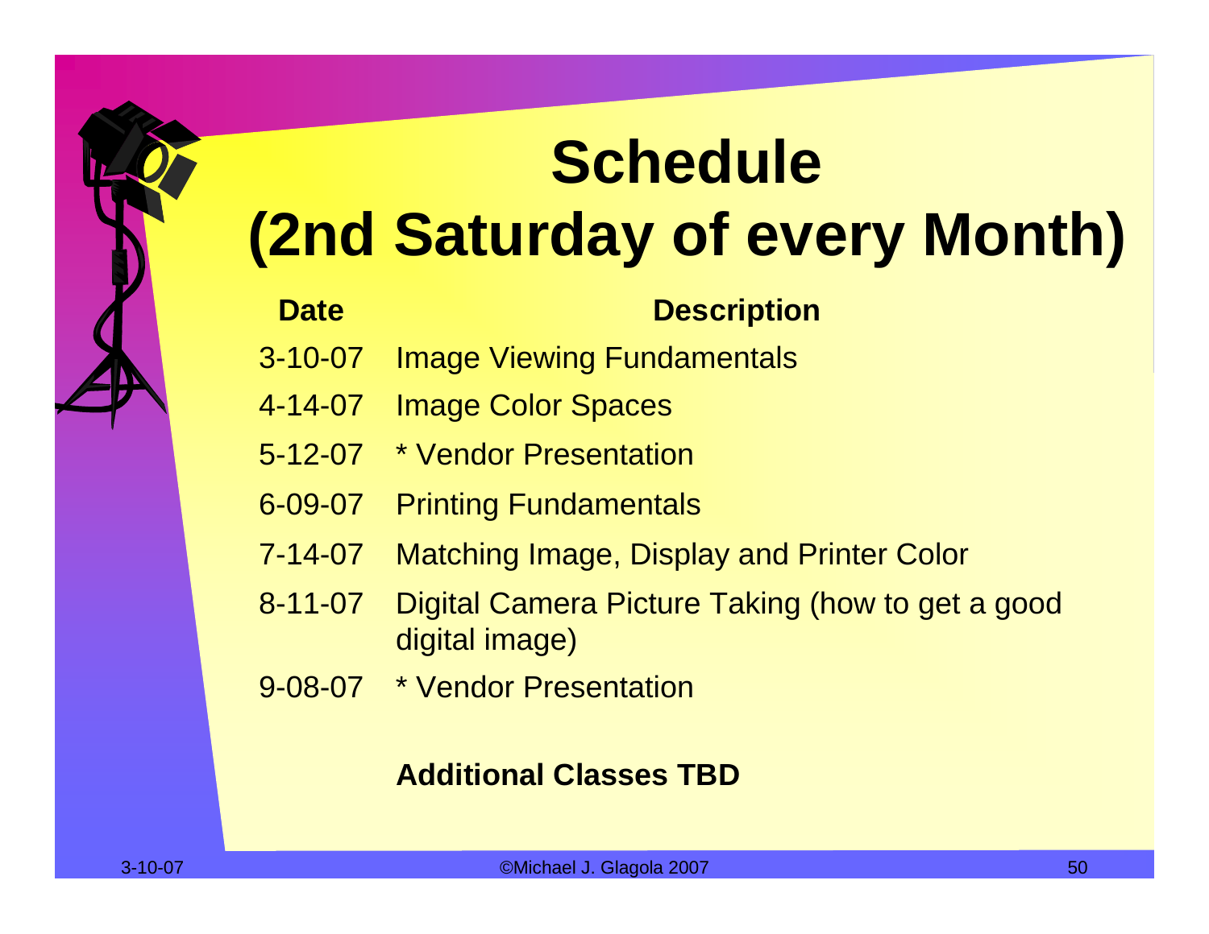# Schedule (2nd Saturday of every Month)

| Date | Description |
|---|---|
| 3-10-07 | Image Viewing Fundamentals |
| 4-14-07 | Image Color Spaces |
| 5-12-07 | * Vendor Presentation |
| 6-09-07 | Printing Fundamentals |
| 7-14-07 | Matching Image, Display and Printer Color |
| 8-11-07 | Digital Camera Picture Taking (how to get a good digital image) |
| 9-08-07 | * Vendor Presentation |

**Additional Classes TBD**